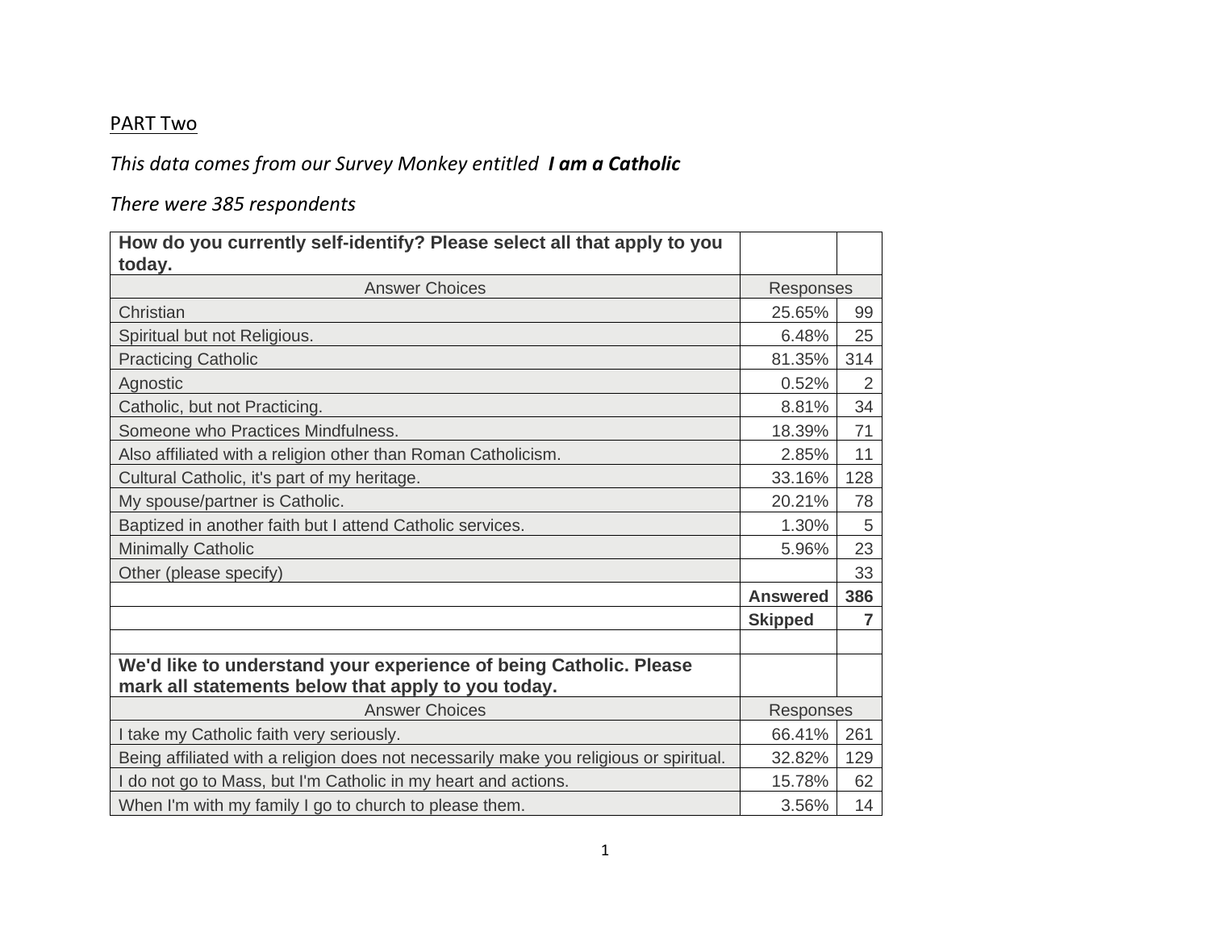PART Two

*This data comes from our Survey Monkey entitled* ***I am a Catholic***

*There were 385 respondents*

| How do you currently self-identify? Please select all that apply to you today. | | |
|---|---|---|
| Answer Choices | Responses | |
| Christian | 25.65% | 99 |
| Spiritual but not Religious. | 6.48% | 25 |
| Practicing Catholic | 81.35% | 314 |
| Agnostic | 0.52% | 2 |
| Catholic, but not Practicing. | 8.81% | 34 |
| Someone who Practices Mindfulness. | 18.39% | 71 |
| Also affiliated with a religion other than Roman Catholicism. | 2.85% | 11 |
| Cultural Catholic, it's part of my heritage. | 33.16% | 128 |
| My spouse/partner is Catholic. | 20.21% | 78 |
| Baptized in another faith but I attend Catholic services. | 1.30% | 5 |
| Minimally Catholic | 5.96% | 23 |
| Other (please specify) | | 33 |
| | **Answered** | **386** |
| | **Skipped** | **7** |
| | | |
| **We'd like to understand your experience of being Catholic. Please mark all statements below that apply to you today.** | | |
| Answer Choices | Responses | |
| I take my Catholic faith very seriously. | 66.41% | 261 |
| Being affiliated with a religion does not necessarily make you religious or spiritual. | 32.82% | 129 |
| I do not go to Mass, but I'm Catholic in my heart and actions. | 15.78% | 62 |
| When I'm with my family I go to church to please them. | 3.56% | 14 |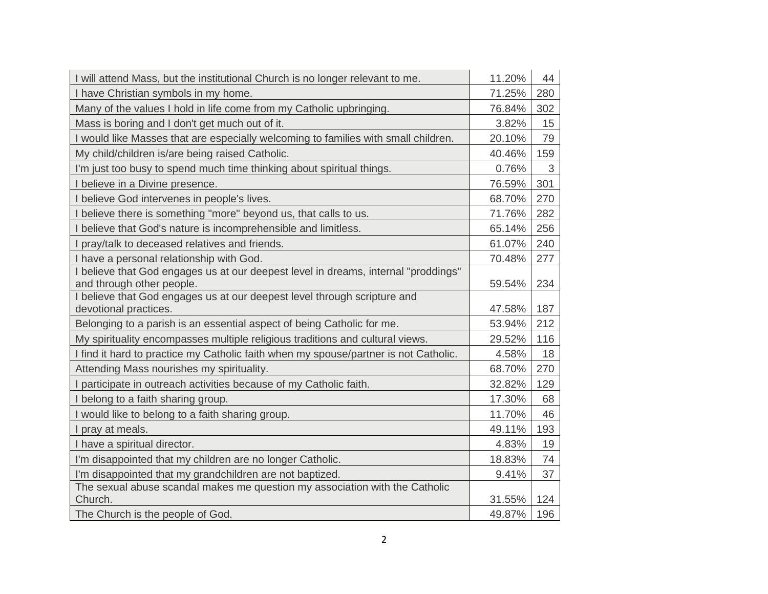| | | |
|---|---|---|
| I will attend Mass, but the institutional Church is no longer relevant to me. | 11.20% | 44 |
| I have Christian symbols in my home. | 71.25% | 280 |
| Many of the values I hold in life come from my Catholic upbringing. | 76.84% | 302 |
| Mass is boring and I don't get much out of it. | 3.82% | 15 |
| I would like Masses that are especially welcoming to families with small children. | 20.10% | 79 |
| My child/children is/are being raised Catholic. | 40.46% | 159 |
| I'm just too busy to spend much time thinking about spiritual things. | 0.76% | 3 |
| I believe in a Divine presence. | 76.59% | 301 |
| I believe God intervenes in people's lives. | 68.70% | 270 |
| I believe there is something "more" beyond us, that calls to us. | 71.76% | 282 |
| I believe that God's nature is incomprehensible and limitless. | 65.14% | 256 |
| I pray/talk to deceased relatives and friends. | 61.07% | 240 |
| I have a personal relationship with God. | 70.48% | 277 |
| I believe that God engages us at our deepest level in dreams, internal "proddings" and through other people. | 59.54% | 234 |
| I believe that God engages us at our deepest level through scripture and devotional practices. | 47.58% | 187 |
| Belonging to a parish is an essential aspect of being Catholic for me. | 53.94% | 212 |
| My spirituality encompasses multiple religious traditions and cultural views. | 29.52% | 116 |
| I find it hard to practice my Catholic faith when my spouse/partner is not Catholic. | 4.58% | 18 |
| Attending Mass nourishes my spirituality. | 68.70% | 270 |
| I participate in outreach activities because of my Catholic faith. | 32.82% | 129 |
| I belong to a faith sharing group. | 17.30% | 68 |
| I would like to belong to a faith sharing group. | 11.70% | 46 |
| I pray at meals. | 49.11% | 193 |
| I have a spiritual director. | 4.83% | 19 |
| I'm disappointed that my children are no longer Catholic. | 18.83% | 74 |
| I'm disappointed that my grandchildren are not baptized. | 9.41% | 37 |
| The sexual abuse scandal makes me question my association with the Catholic Church. | 31.55% | 124 |
| The Church is the people of God. | 49.87% | 196 |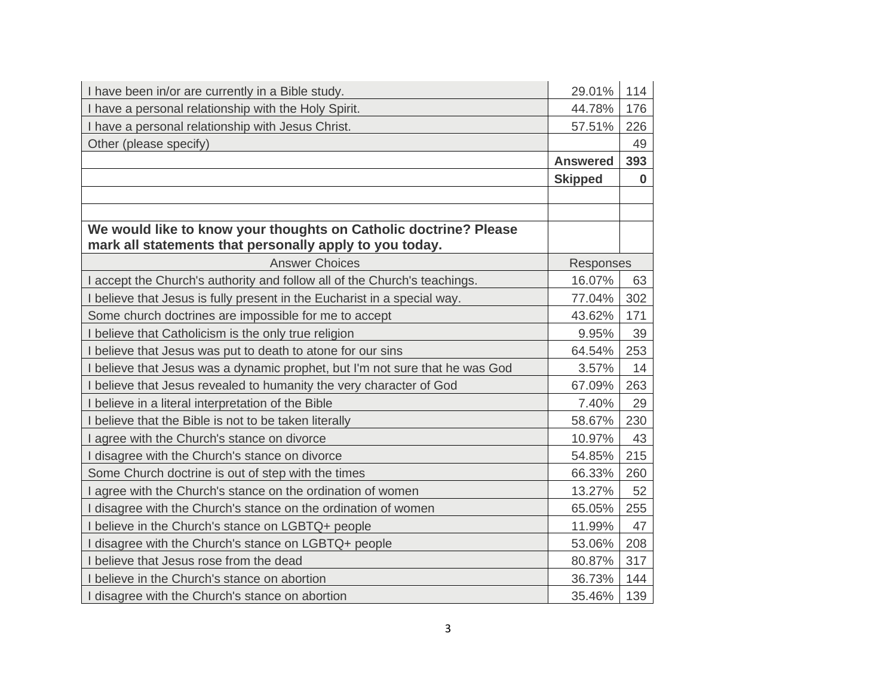| | | |
|---|---|---|
| I have been in/or are currently in a Bible study. | 29.01% | 114 |
| I have a personal relationship with the Holy Spirit. | 44.78% | 176 |
| I have a personal relationship with Jesus Christ. | 57.51% | 226 |
| Other (please specify) | | 49 |
| | **Answered** | **393** |
| | **Skipped** | **0** |

| **We would like to know your thoughts on Catholic doctrine? Please mark all statements that personally apply to you today.** | | |
|---|---|---|
| Answer Choices | Responses | |
| I accept the Church's authority and follow all of the Church's teachings. | 16.07% | 63 |
| I believe that Jesus is fully present in the Eucharist in a special way. | 77.04% | 302 |
| Some church doctrines are impossible for me to accept | 43.62% | 171 |
| I believe that Catholicism is the only true religion | 9.95% | 39 |
| I believe that Jesus was put to death to atone for our sins | 64.54% | 253 |
| I believe that Jesus was a dynamic prophet, but I'm not sure that he was God | 3.57% | 14 |
| I believe that Jesus revealed to humanity the very character of God | 67.09% | 263 |
| I believe in a literal interpretation of the Bible | 7.40% | 29 |
| I believe that the Bible is not to be taken literally | 58.67% | 230 |
| I agree with the Church's stance on divorce | 10.97% | 43 |
| I disagree with the Church's stance on divorce | 54.85% | 215 |
| Some Church doctrine is out of step with the times | 66.33% | 260 |
| I agree with the Church's stance on the ordination of women | 13.27% | 52 |
| I disagree with the Church's stance on the ordination of women | 65.05% | 255 |
| I believe in the Church's stance on LGBTQ+ people | 11.99% | 47 |
| I disagree with the Church's stance on LGBTQ+ people | 53.06% | 208 |
| I believe that Jesus rose from the dead | 80.87% | 317 |
| I believe in the Church's stance on abortion | 36.73% | 144 |
| I disagree with the Church's stance on abortion | 35.46% | 139 |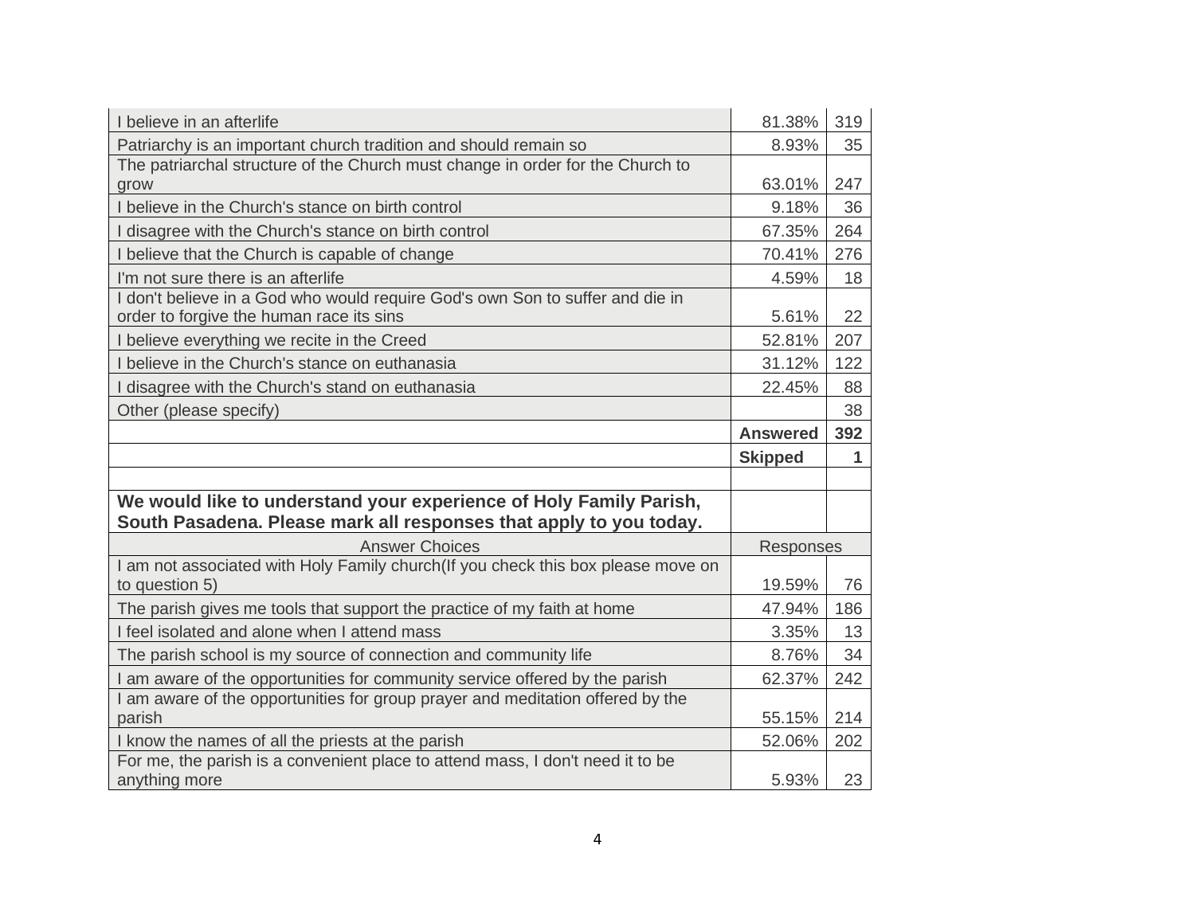| | | |
|---|---|---|
| I believe in an afterlife | 81.38% | 319 |
| Patriarchy is an important church tradition and should remain so | 8.93% | 35 |
| The patriarchal structure of the Church must change in order for the Church to grow | 63.01% | 247 |
| I believe in the Church's stance on birth control | 9.18% | 36 |
| I disagree with the Church's stance on birth control | 67.35% | 264 |
| I believe that the Church is capable of change | 70.41% | 276 |
| I'm not sure there is an afterlife | 4.59% | 18 |
| I don't believe in a God who would require God's own Son to suffer and die in order to forgive the human race its sins | 5.61% | 22 |
| I believe everything we recite in the Creed | 52.81% | 207 |
| I believe in the Church's stance on euthanasia | 31.12% | 122 |
| I disagree with the Church's stand on euthanasia | 22.45% | 88 |
| Other (please specify) | | 38 |
| | **Answered** | **392** |
| | **Skipped** | **1** |

| **We would like to understand your experience of Holy Family Parish, South Pasadena. Please mark all responses that apply to you today.** | | |
|---|---|---|
| Answer Choices | Responses | |
| I am not associated with Holy Family church(If you check this box please move on to question 5) | 19.59% | 76 |
| The parish gives me tools that support the practice of my faith at home | 47.94% | 186 |
| I feel isolated and alone when I attend mass | 3.35% | 13 |
| The parish school is my source of connection and community life | 8.76% | 34 |
| I am aware of the opportunities for community service offered by the parish | 62.37% | 242 |
| I am aware of the opportunities for group prayer and meditation offered by the parish | 55.15% | 214 |
| I know the names of all the priests at the parish | 52.06% | 202 |
| For me, the parish is a convenient place to attend mass, I don't need it to be anything more | 5.93% | 23 |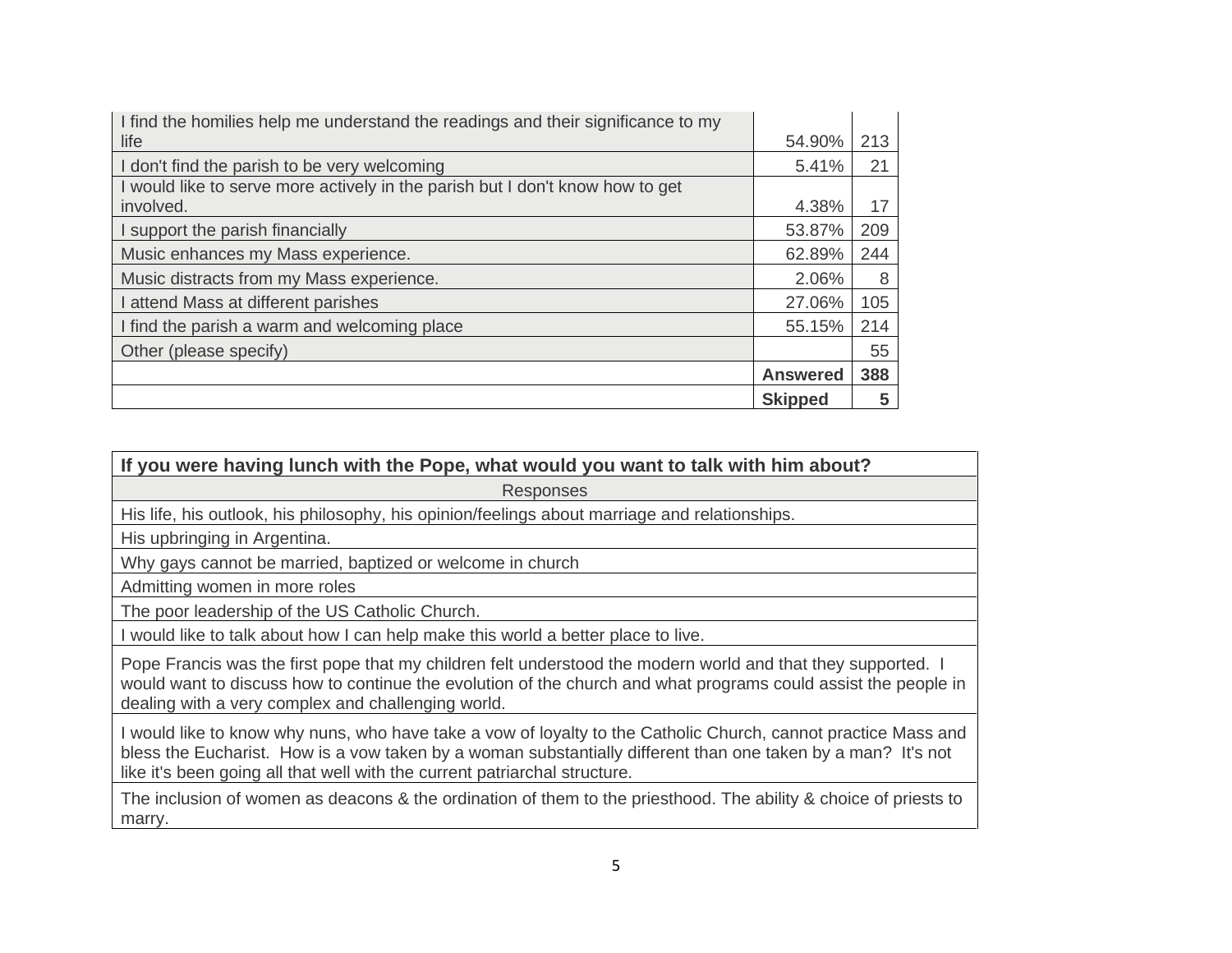| | | |
|---|---|---|
| I find the homilies help me understand the readings and their significance to my life | 54.90% | 213 |
| I don't find the parish to be very welcoming | 5.41% | 21 |
| I would like to serve more actively in the parish but I don't know how to get involved. | 4.38% | 17 |
| I support the parish financially | 53.87% | 209 |
| Music enhances my Mass experience. | 62.89% | 244 |
| Music distracts from my Mass experience. | 2.06% | 8 |
| I attend Mass at different parishes | 27.06% | 105 |
| I find the parish a warm and welcoming place | 55.15% | 214 |
| Other (please specify) | | 55 |
| | **Answered** | **388** |
| | **Skipped** | **5** |

| **If you were having lunch with the Pope, what would you want to talk with him about?** |
|---|
| Responses |
| His life, his outlook, his philosophy, his opinion/feelings about marriage and relationships. |
| His upbringing in Argentina. |
| Why gays cannot be married, baptized or welcome in church |
| Admitting women in more roles |
| The poor leadership of the US Catholic Church. |
| I would like to talk about how I can help make this world a better place to live. |
| Pope Francis was the first pope that my children felt understood the modern world and that they supported. I would want to discuss how to continue the evolution of the church and what programs could assist the people in dealing with a very complex and challenging world. |
| I would like to know why nuns, who have take a vow of loyalty to the Catholic Church, cannot practice Mass and bless the Eucharist. How is a vow taken by a woman substantially different than one taken by a man? It's not like it's been going all that well with the current patriarchal structure. |
| The inclusion of women as deacons & the ordination of them to the priesthood. The ability & choice of priests to marry. |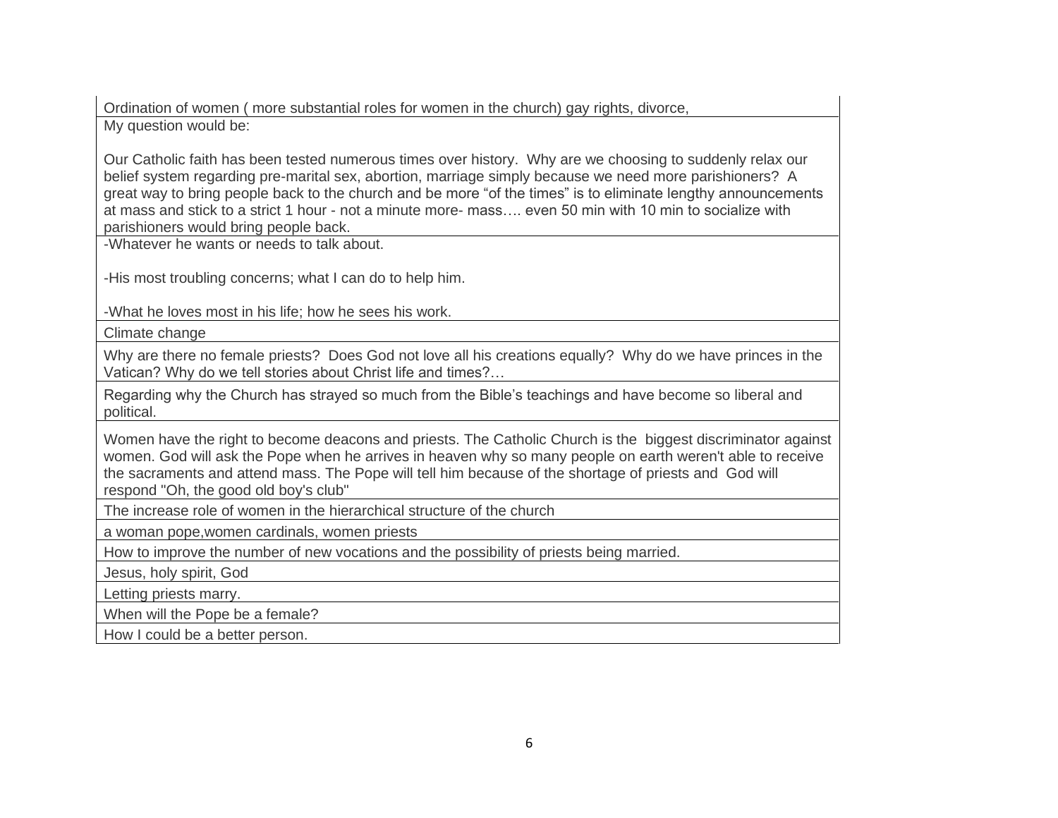| Ordination of women ( more substantial roles for women in the church) gay rights, divorce, |
|---|
| My question would be:<br><br>Our Catholic faith has been tested numerous times over history. Why are we choosing to suddenly relax our belief system regarding pre-marital sex, abortion, marriage simply because we need more parishioners? A great way to bring people back to the church and be more "of the times" is to eliminate lengthy announcements at mass and stick to a strict 1 hour - not a minute more- mass…. even 50 min with 10 min to socialize with parishioners would bring people back. |
| -Whatever he wants or needs to talk about.<br><br>-His most troubling concerns; what I can do to help him.<br><br>-What he loves most in his life; how he sees his work. |
| Climate change |
| Why are there no female priests? Does God not love all his creations equally? Why do we have princes in the Vatican? Why do we tell stories about Christ life and times?… |
| Regarding why the Church has strayed so much from the Bible's teachings and have become so liberal and political. |
| Women have the right to become deacons and priests. The Catholic Church is the biggest discriminator against women. God will ask the Pope when he arrives in heaven why so many people on earth weren't able to receive the sacraments and attend mass. The Pope will tell him because of the shortage of priests and God will respond "Oh, the good old boy's club" |
| The increase role of women in the hierarchical structure of the church |
| a woman pope,women cardinals, women priests |
| How to improve the number of new vocations and the possibility of priests being married. |
| Jesus, holy spirit, God |
| Letting priests marry. |
| When will the Pope be a female? |
| How I could be a better person. |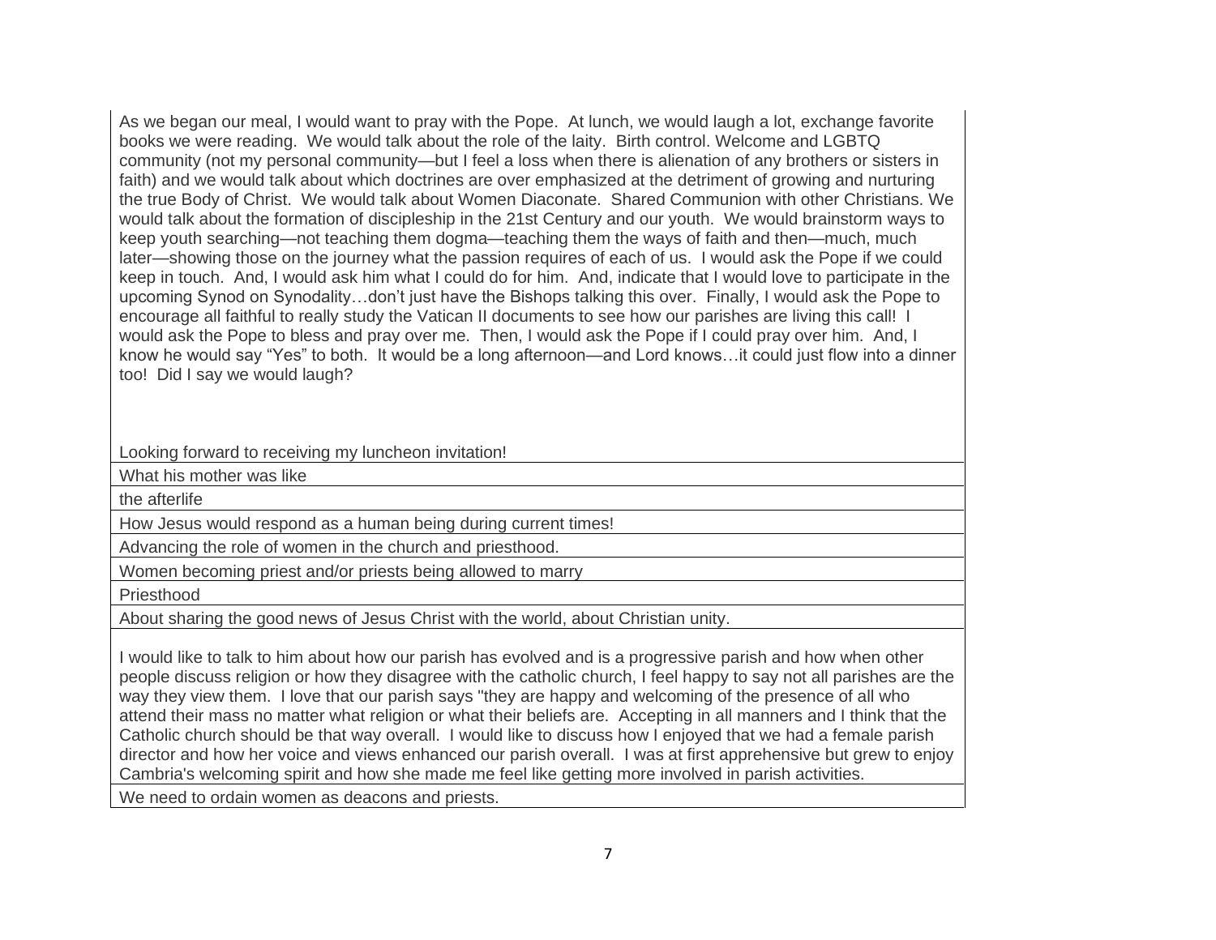| |
|---|
| As we began our meal, I would want to pray with the Pope. At lunch, we would laugh a lot, exchange favorite books we were reading. We would talk about the role of the laity. Birth control. Welcome and LGBTQ community (not my personal community—but I feel a loss when there is alienation of any brothers or sisters in faith) and we would talk about which doctrines are over emphasized at the detriment of growing and nurturing the true Body of Christ. We would talk about Women Diaconate. Shared Communion with other Christians. We would talk about the formation of discipleship in the 21st Century and our youth. We would brainstorm ways to keep youth searching—not teaching them dogma—teaching them the ways of faith and then—much, much later—showing those on the journey what the passion requires of each of us. I would ask the Pope if we could keep in touch. And, I would ask him what I could do for him. And, indicate that I would love to participate in the upcoming Synod on Synodality…don't just have the Bishops talking this over. Finally, I would ask the Pope to encourage all faithful to really study the Vatican II documents to see how our parishes are living this call! I would ask the Pope to bless and pray over me. Then, I would ask the Pope if I could pray over him. And, I know he would say "Yes" to both. It would be a long afternoon—and Lord knows…it could just flow into a dinner too! Did I say we would laugh? Looking forward to receiving my luncheon invitation! |
| What his mother was like |
| the afterlife |
| How Jesus would respond as a human being during current times! |
| Advancing the role of women in the church and priesthood. |
| Women becoming priest and/or priests being allowed to marry |
| Priesthood |
| About sharing the good news of Jesus Christ with the world, about Christian unity. |
| I would like to talk to him about how our parish has evolved and is a progressive parish and how when other people discuss religion or how they disagree with the catholic church, I feel happy to say not all parishes are the way they view them. I love that our parish says "they are happy and welcoming of the presence of all who attend their mass no matter what religion or what their beliefs are. Accepting in all manners and I think that the Catholic church should be that way overall. I would like to discuss how I enjoyed that we had a female parish director and how her voice and views enhanced our parish overall. I was at first apprehensive but grew to enjoy Cambria's welcoming spirit and how she made me feel like getting more involved in parish activities. |
| We need to ordain women as deacons and priests. |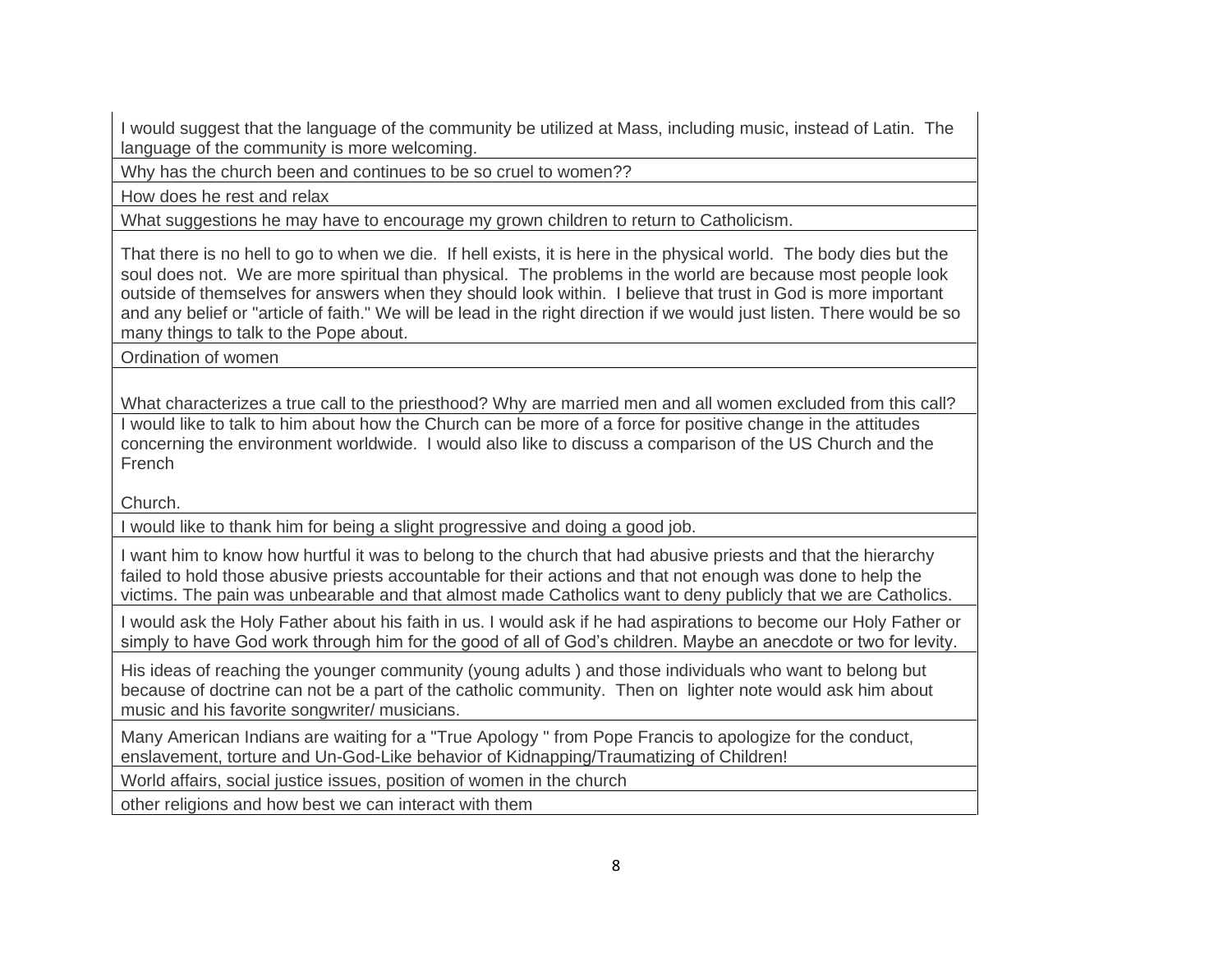| |
|---|
| I would suggest that the language of the community be utilized at Mass, including music, instead of Latin. The language of the community is more welcoming. |
| Why has the church been and continues to be so cruel to women?? |
| How does he rest and relax |
| What suggestions he may have to encourage my grown children to return to Catholicism. |
| That there is no hell to go to when we die. If hell exists, it is here in the physical world. The body dies but the soul does not. We are more spiritual than physical. The problems in the world are because most people look outside of themselves for answers when they should look within. I believe that trust in God is more important and any belief or "article of faith." We will be lead in the right direction if we would just listen. There would be so many things to talk to the Pope about. |
| Ordination of women |
| What characterizes a true call to the priesthood? Why are married men and all women excluded from this call? |
| I would like to talk to him about how the Church can be more of a force for positive change in the attitudes concerning the environment worldwide. I would also like to discuss a comparison of the US Church and the French Church. |
| I would like to thank him for being a slight progressive and doing a good job. |
| I want him to know how hurtful it was to belong to the church that had abusive priests and that the hierarchy failed to hold those abusive priests accountable for their actions and that not enough was done to help the victims. The pain was unbearable and that almost made Catholics want to deny publicly that we are Catholics. |
| I would ask the Holy Father about his faith in us. I would ask if he had aspirations to become our Holy Father or simply to have God work through him for the good of all of God's children. Maybe an anecdote or two for levity. |
| His ideas of reaching the younger community (young adults ) and those individuals who want to belong but because of doctrine can not be a part of the catholic community. Then on lighter note would ask him about music and his favorite songwriter/ musicians. |
| Many American Indians are waiting for a "True Apology " from Pope Francis to apologize for the conduct, enslavement, torture and Un-God-Like behavior of Kidnapping/Traumatizing of Children! |
| World affairs, social justice issues, position of women in the church |
| other religions and how best we can interact with them |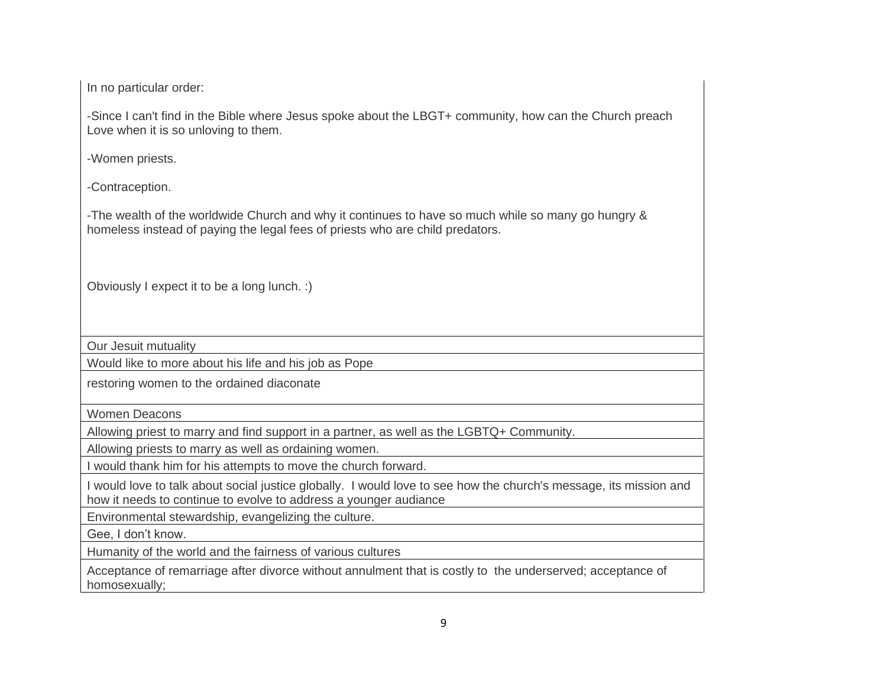| In no particular order:<br><br>-Since I can't find in the Bible where Jesus spoke about the LBGT+ community, how can the Church preach Love when it is so unloving to them.<br><br>-Women priests.<br><br>-Contraception.<br><br>-The wealth of the worldwide Church and why it continues to have so much while so many go hungry & homeless instead of paying the legal fees of priests who are child predators.<br><br>Obviously I expect it to be a long lunch. :) |
|---|
| Our Jesuit mutuality |
| Would like to more about his life and his job as Pope |
| restoring women to the ordained diaconate |
| Women Deacons |
| Allowing priest to marry and find support in a partner, as well as the LGBTQ+ Community. |
| Allowing priests to marry as well as ordaining women. |
| I would thank him for his attempts to move the church forward. |
| I would love to talk about social justice globally. I would love to see how the church's message, its mission and how it needs to continue to evolve to address a younger audiance |
| Environmental stewardship, evangelizing the culture. |
| Gee, I don't know. |
| Humanity of the world and the fairness of various cultures |
| Acceptance of remarriage after divorce without annulment that is costly to the underserved; acceptance of homosexually; |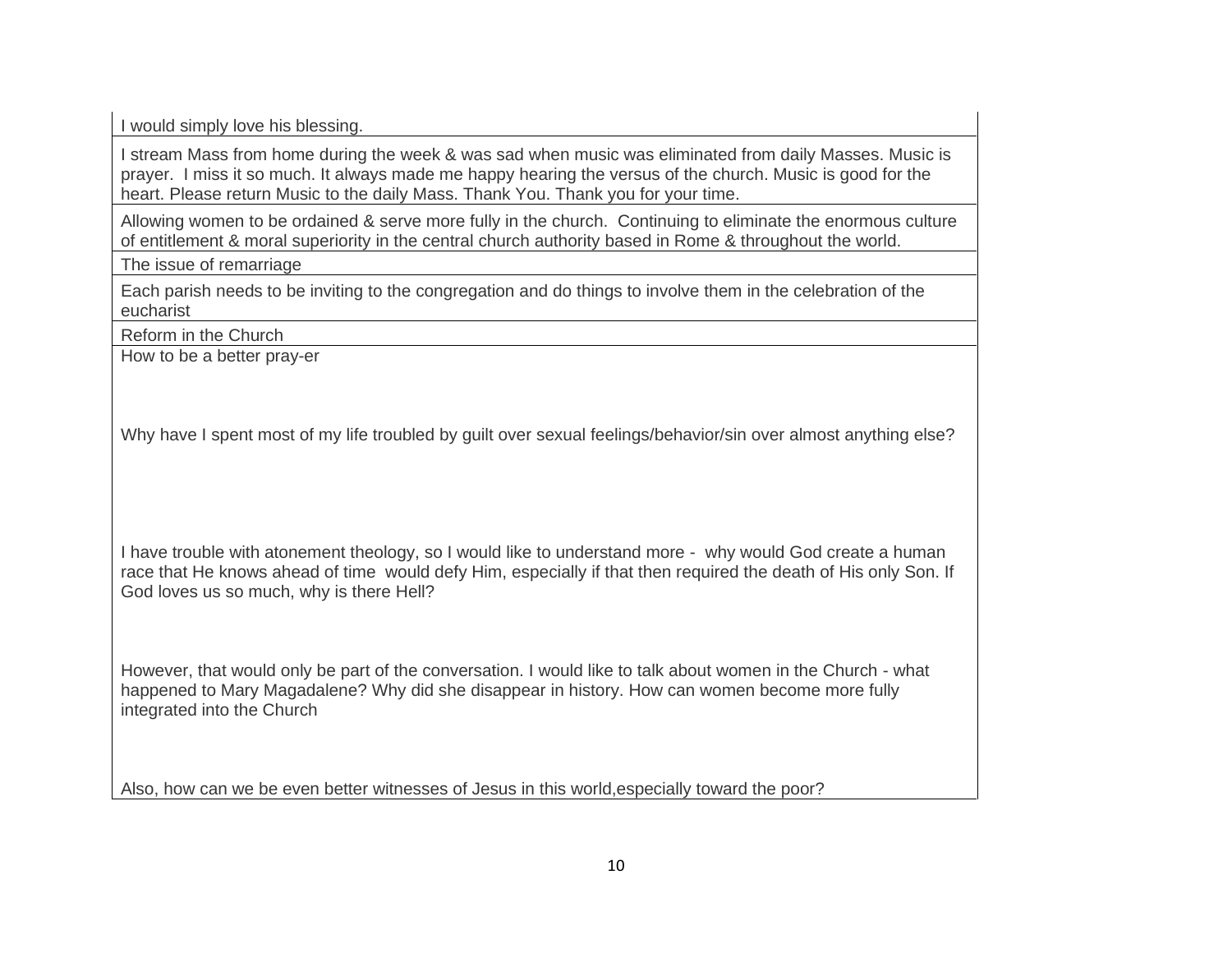| |
|---|
| I would simply love his blessing. |
| I stream Mass from home during the week & was sad when music was eliminated from daily Masses. Music is prayer. I miss it so much. It always made me happy hearing the versus of the church. Music is good for the heart. Please return Music to the daily Mass. Thank You. Thank you for your time. |
| Allowing women to be ordained & serve more fully in the church. Continuing to eliminate the enormous culture of entitlement & moral superiority in the central church authority based in Rome & throughout the world. |
| The issue of remarriage |
| Each parish needs to be inviting to the congregation and do things to involve them in the celebration of the eucharist |
| Reform in the Church |
| How to be a better pray-er<br><br>Why have I spent most of my life troubled by guilt over sexual feelings/behavior/sin over almost anything else?<br><br>I have trouble with atonement theology, so I would like to understand more - why would God create a human race that He knows ahead of time would defy Him, especially if that then required the death of His only Son. If God loves us so much, why is there Hell?<br><br>However, that would only be part of the conversation. I would like to talk about women in the Church - what happened to Mary Magadalene? Why did she disappear in history. How can women become more fully integrated into the Church<br><br>Also, how can we be even better witnesses of Jesus in this world,especially toward the poor? |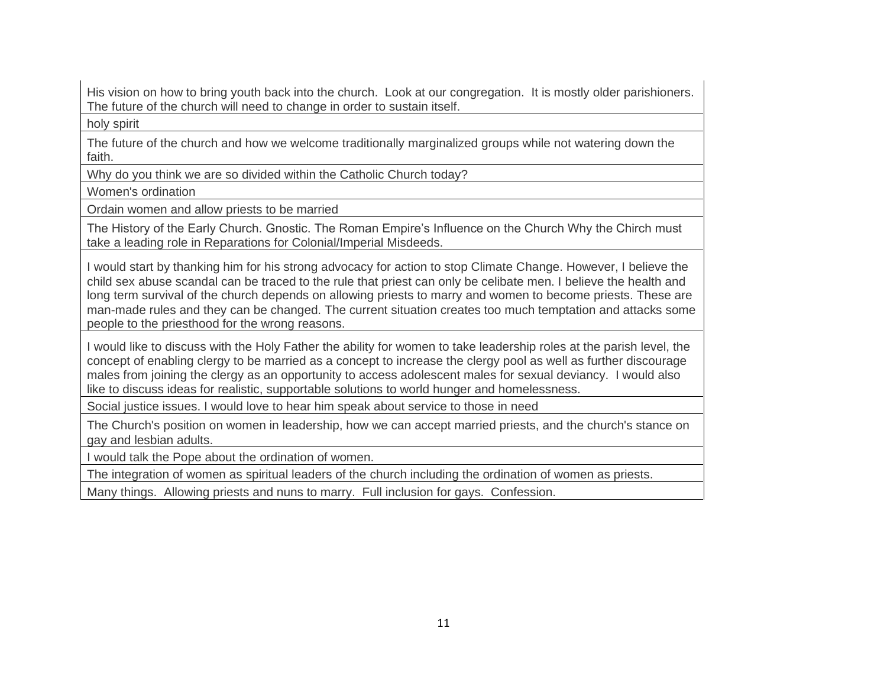| |
|---|
| His vision on how to bring youth back into the church. Look at our congregation. It is mostly older parishioners. The future of the church will need to change in order to sustain itself. |
| holy spirit |
| The future of the church and how we welcome traditionally marginalized groups while not watering down the faith. |
| Why do you think we are so divided within the Catholic Church today? |
| Women's ordination |
| Ordain women and allow priests to be married |
| The History of the Early Church. Gnostic. The Roman Empire's Influence on the Church Why the Chirch must take a leading role in Reparations for Colonial/Imperial Misdeeds. |
| I would start by thanking him for his strong advocacy for action to stop Climate Change. However, I believe the child sex abuse scandal can be traced to the rule that priest can only be celibate men. I believe the health and long term survival of the church depends on allowing priests to marry and women to become priests. These are man-made rules and they can be changed. The current situation creates too much temptation and attacks some people to the priesthood for the wrong reasons. |
| I would like to discuss with the Holy Father the ability for women to take leadership roles at the parish level, the concept of enabling clergy to be married as a concept to increase the clergy pool as well as further discourage males from joining the clergy as an opportunity to access adolescent males for sexual deviancy. I would also like to discuss ideas for realistic, supportable solutions to world hunger and homelessness. |
| Social justice issues. I would love to hear him speak about service to those in need |
| The Church's position on women in leadership, how we can accept married priests, and the church's stance on gay and lesbian adults. |
| I would talk the Pope about the ordination of women. |
| The integration of women as spiritual leaders of the church including the ordination of women as priests. |
| Many things. Allowing priests and nuns to marry. Full inclusion for gays. Confession. |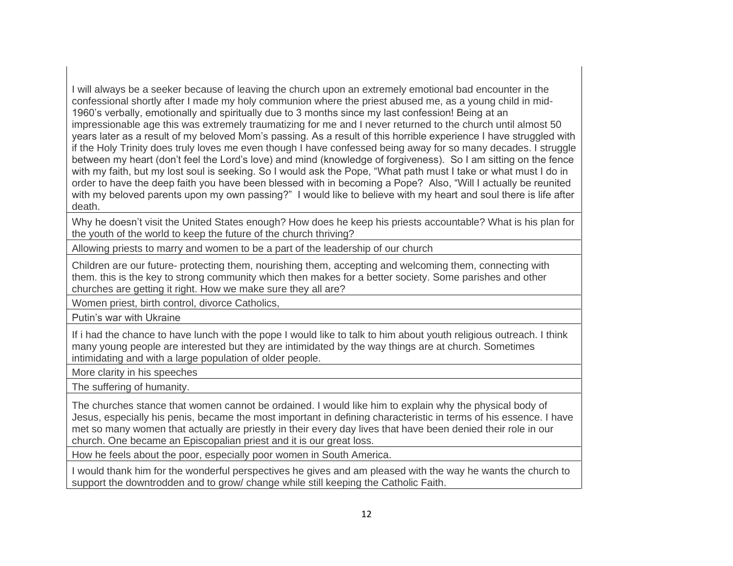| |
|---|
| I will always be a seeker because of leaving the church upon an extremely emotional bad encounter in the confessional shortly after I made my holy communion where the priest abused me, as a young child in mid-1960's verbally, emotionally and spiritually due to 3 months since my last confession! Being at an impressionable age this was extremely traumatizing for me and I never returned to the church until almost 50 years later as a result of my beloved Mom's passing. As a result of this horrible experience I have struggled with if the Holy Trinity does truly loves me even though I have confessed being away for so many decades. I struggle between my heart (don't feel the Lord's love) and mind (knowledge of forgiveness). So I am sitting on the fence with my faith, but my lost soul is seeking. So I would ask the Pope, "What path must I take or what must I do in order to have the deep faith you have been blessed with in becoming a Pope? Also, "Will I actually be reunited with my beloved parents upon my own passing?" I would like to believe with my heart and soul there is life after death. |
| Why he doesn't visit the United States enough? How does he keep his priests accountable? What is his plan for the youth of the world to keep the future of the church thriving? |
| Allowing priests to marry and women to be a part of the leadership of our church |
| Children are our future- protecting them, nourishing them, accepting and welcoming them, connecting with them. this is the key to strong community which then makes for a better society. Some parishes and other churches are getting it right. How we make sure they all are? |
| Women priest, birth control, divorce Catholics, |
| Putin's war with Ukraine |
| If i had the chance to have lunch with the pope I would like to talk to him about youth religious outreach. I think many young people are interested but they are intimidated by the way things are at church. Sometimes intimidating and with a large population of older people. |
| More clarity in his speeches |
| The suffering of humanity. |
| The churches stance that women cannot be ordained. I would like him to explain why the physical body of Jesus, especially his penis, became the most important in defining characteristic in terms of his essence. I have met so many women that actually are priestly in their every day lives that have been denied their role in our church. One became an Episcopalian priest and it is our great loss. |
| How he feels about the poor, especially poor women in South America. |
| I would thank him for the wonderful perspectives he gives and am pleased with the way he wants the church to support the downtrodden and to grow/ change while still keeping the Catholic Faith. |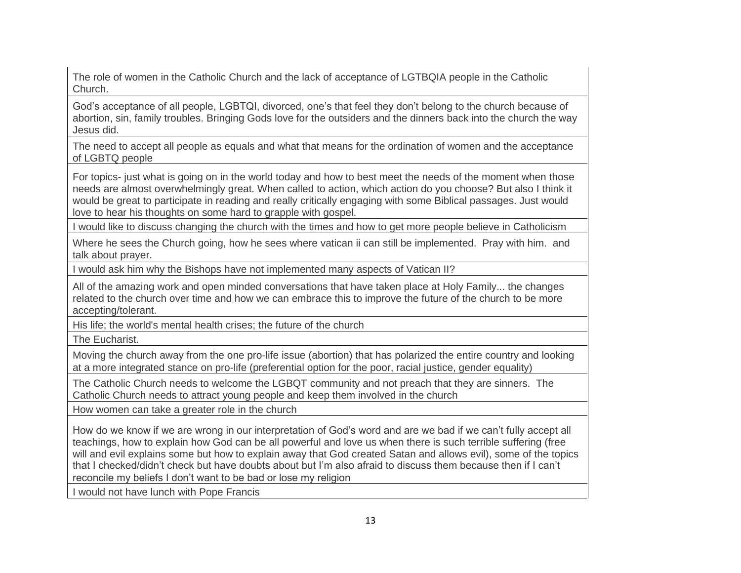| |
|---|
| The role of women in the Catholic Church and the lack of acceptance of LGTBQIA people in the Catholic Church. |
| God's acceptance of all people, LGBTQI, divorced, one's that feel they don't belong to the church because of abortion, sin, family troubles. Bringing Gods love for the outsiders and the dinners back into the church the way Jesus did. |
| The need to accept all people as equals and what that means for the ordination of women and the acceptance of LGBTQ people |
| For topics- just what is going on in the world today and how to best meet the needs of the moment when those needs are almost overwhelmingly great. When called to action, which action do you choose? But also I think it would be great to participate in reading and really critically engaging with some Biblical passages. Just would love to hear his thoughts on some hard to grapple with gospel. |
| I would like to discuss changing the church with the times and how to get more people believe in Catholicism |
| Where he sees the Church going, how he sees where vatican ii can still be implemented. Pray with him. and talk about prayer. |
| I would ask him why the Bishops have not implemented many aspects of Vatican II? |
| All of the amazing work and open minded conversations that have taken place at Holy Family... the changes related to the church over time and how we can embrace this to improve the future of the church to be more accepting/tolerant. |
| His life; the world's mental health crises; the future of the church |
| The Eucharist. |
| Moving the church away from the one pro-life issue (abortion) that has polarized the entire country and looking at a more integrated stance on pro-life (preferential option for the poor, racial justice, gender equality) |
| The Catholic Church needs to welcome the LGBQT community and not preach that they are sinners. The Catholic Church needs to attract young people and keep them involved in the church |
| How women can take a greater role in the church |
| How do we know if we are wrong in our interpretation of God's word and are we bad if we can't fully accept all teachings, how to explain how God can be all powerful and love us when there is such terrible suffering (free will and evil explains some but how to explain away that God created Satan and allows evil), some of the topics that I checked/didn't check but have doubts about but I'm also afraid to discuss them because then if I can't reconcile my beliefs I don't want to be bad or lose my religion |
| I would not have lunch with Pope Francis |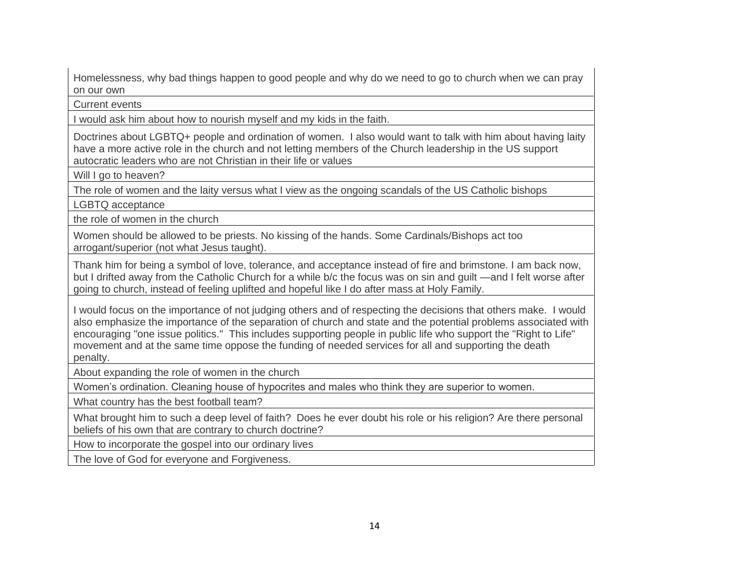| |
|---|
| Homelessness, why bad things happen to good people and why do we need to go to church when we can pray on our own |
| Current events |
| I would ask him about how to nourish myself and my kids in the faith. |
| Doctrines about LGBTQ+ people and ordination of women. I also would want to talk with him about having laity have a more active role in the church and not letting members of the Church leadership in the US support autocratic leaders who are not Christian in their life or values |
| Will I go to heaven? |
| The role of women and the laity versus what I view as the ongoing scandals of the US Catholic bishops |
| LGBTQ acceptance |
| the role of women in the church |
| Women should be allowed to be priests. No kissing of the hands. Some Cardinals/Bishops act too arrogant/superior (not what Jesus taught). |
| Thank him for being a symbol of love, tolerance, and acceptance instead of fire and brimstone. I am back now, but I drifted away from the Catholic Church for a while b/c the focus was on sin and guilt —and I felt worse after going to church, instead of feeling uplifted and hopeful like I do after mass at Holy Family. |
| I would focus on the importance of not judging others and of respecting the decisions that others make. I would also emphasize the importance of the separation of church and state and the potential problems associated with encouraging "one issue politics." This includes supporting people in public life who support the "Right to Life" movement and at the same time oppose the funding of needed services for all and supporting the death penalty. |
| About expanding the role of women in the church |
| Women's ordination. Cleaning house of hypocrites and males who think they are superior to women. |
| What country has the best football team? |
| What brought him to such a deep level of faith? Does he ever doubt his role or his religion? Are there personal beliefs of his own that are contrary to church doctrine? |
| How to incorporate the gospel into our ordinary lives |
| The love of God for everyone and Forgiveness. |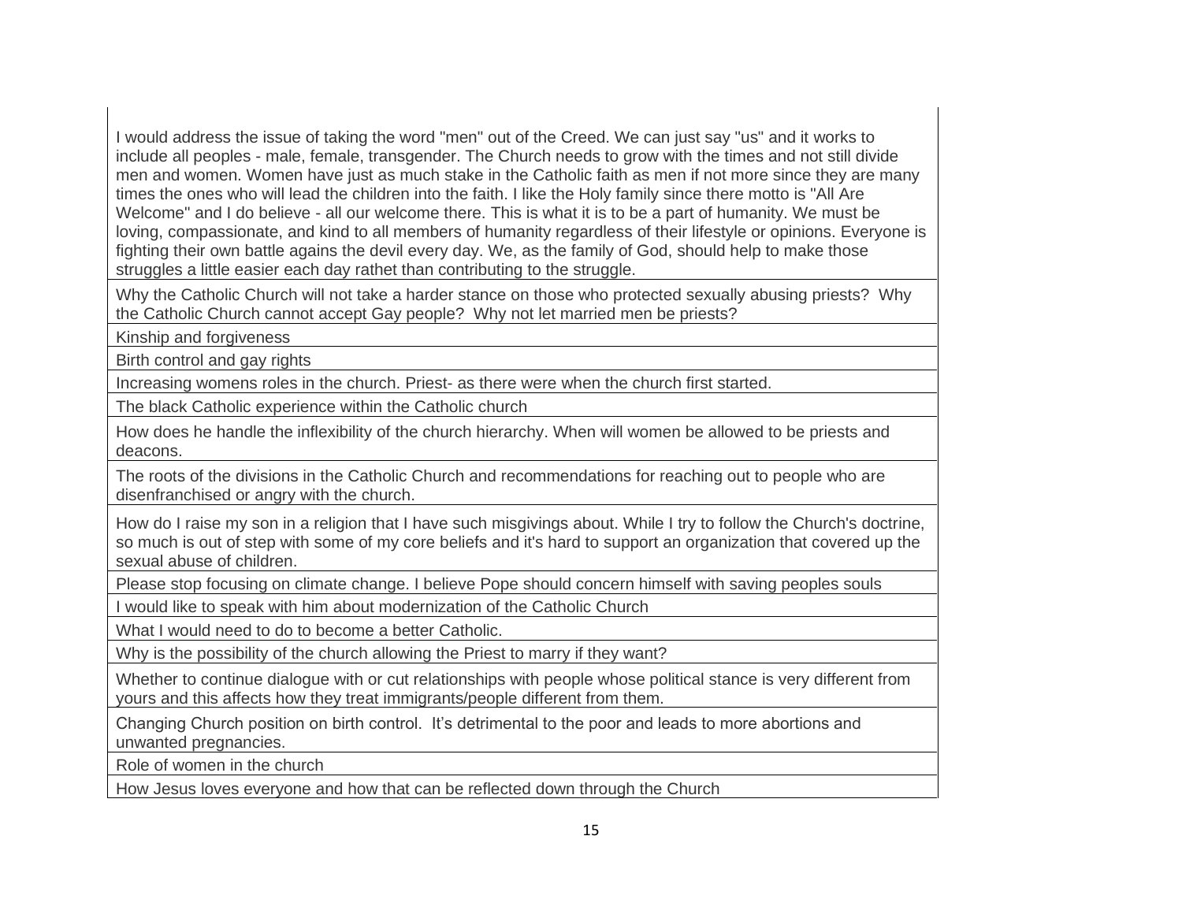| |
|---|
| I would address the issue of taking the word "men" out of the Creed. We can just say "us" and it works to include all peoples - male, female, transgender. The Church needs to grow with the times and not still divide men and women. Women have just as much stake in the Catholic faith as men if not more since they are many times the ones who will lead the children into the faith. I like the Holy family since there motto is "All Are Welcome" and I do believe - all our welcome there. This is what it is to be a part of humanity. We must be loving, compassionate, and kind to all members of humanity regardless of their lifestyle or opinions. Everyone is fighting their own battle agains the devil every day. We, as the family of God, should help to make those struggles a little easier each day rathet than contributing to the struggle. |
| Why the Catholic Church will not take a harder stance on those who protected sexually abusing priests? Why the Catholic Church cannot accept Gay people? Why not let married men be priests? |
| Kinship and forgiveness |
| Birth control and gay rights |
| Increasing womens roles in the church. Priest- as there were when the church first started. |
| The black Catholic experience within the Catholic church |
| How does he handle the inflexibility of the church hierarchy. When will women be allowed to be priests and deacons. |
| The roots of the divisions in the Catholic Church and recommendations for reaching out to people who are disenfranchised or angry with the church. |
| How do I raise my son in a religion that I have such misgivings about. While I try to follow the Church's doctrine, so much is out of step with some of my core beliefs and it's hard to support an organization that covered up the sexual abuse of children. |
| Please stop focusing on climate change. I believe Pope should concern himself with saving peoples souls |
| I would like to speak with him about modernization of the Catholic Church |
| What I would need to do to become a better Catholic. |
| Why is the possibility of the church allowing the Priest to marry if they want? |
| Whether to continue dialogue with or cut relationships with people whose political stance is very different from yours and this affects how they treat immigrants/people different from them. |
| Changing Church position on birth control. It's detrimental to the poor and leads to more abortions and unwanted pregnancies. |
| Role of women in the church |
| How Jesus loves everyone and how that can be reflected down through the Church |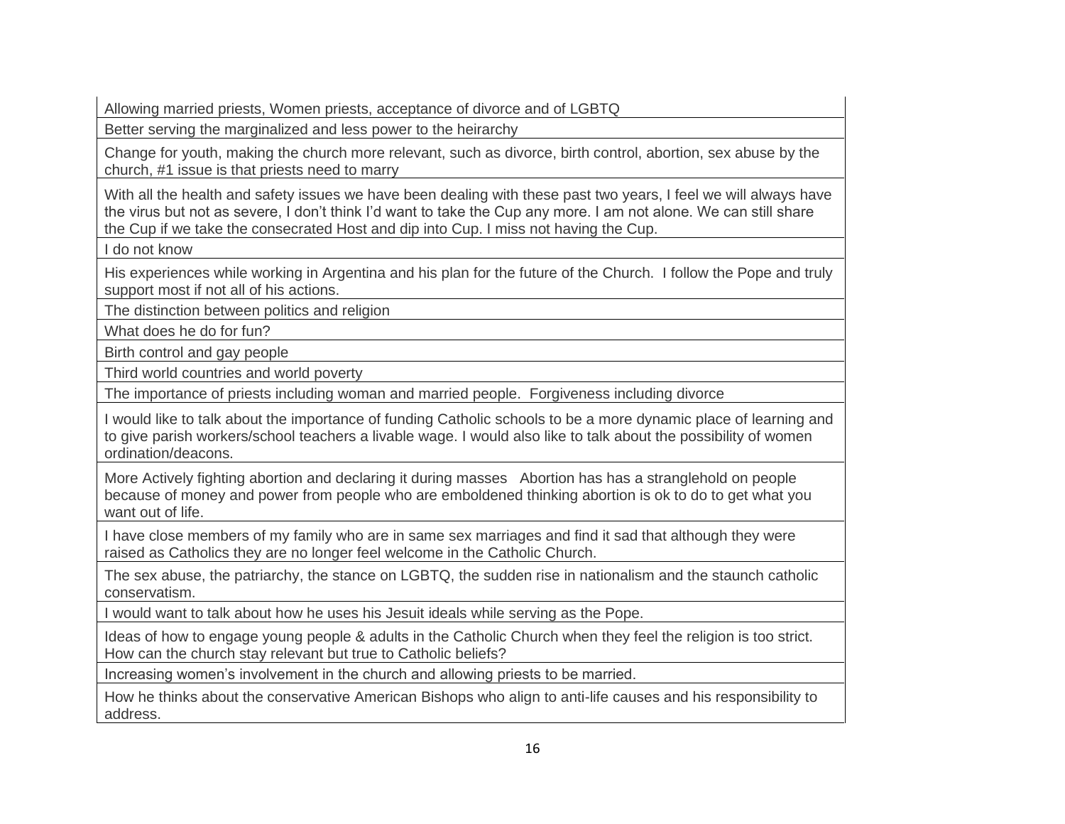| |
|---|
| Allowing married priests, Women priests, acceptance of divorce and of LGBTQ |
| Better serving the marginalized and less power to the heirarchy |
| Change for youth, making the church more relevant, such as divorce, birth control, abortion, sex abuse by the church, #1 issue is that priests need to marry |
| With all the health and safety issues we have been dealing with these past two years, I feel we will always have the virus but not as severe, I don't think I'd want to take the Cup any more. I am not alone. We can still share the Cup if we take the consecrated Host and dip into Cup. I miss not having the Cup. |
| I do not know |
| His experiences while working in Argentina and his plan for the future of the Church.  I follow the Pope and truly support most if not all of his actions. |
| The distinction between politics and religion |
| What does he do for fun? |
| Birth control and gay people |
| Third world countries and world poverty |
| The importance of priests including woman and married people.  Forgiveness including divorce |
| I would like to talk about the importance of funding Catholic schools to be a more dynamic place of learning and to give parish workers/school teachers a livable wage. I would also like to talk about the possibility of women ordination/deacons. |
| More Actively fighting abortion and declaring it during masses   Abortion has has a stranglehold on people because of money and power from people who are emboldened thinking abortion is ok to do to get what you want out of life. |
| I have close members of my family who are in same sex marriages and find it sad that although they were raised as Catholics they are no longer feel welcome in the Catholic Church. |
| The sex abuse, the patriarchy, the stance on LGBTQ, the sudden rise in nationalism and the staunch catholic conservatism. |
| I would want to talk about how he uses his Jesuit ideals while serving as the Pope. |
| Ideas of how to engage young people & adults in the Catholic Church when they feel the religion is too strict. How can the church stay relevant but true to Catholic beliefs? |
| Increasing women's involvement in the church and allowing priests to be married. |
| How he thinks about the conservative American Bishops who align to anti-life causes and his responsibility to address. |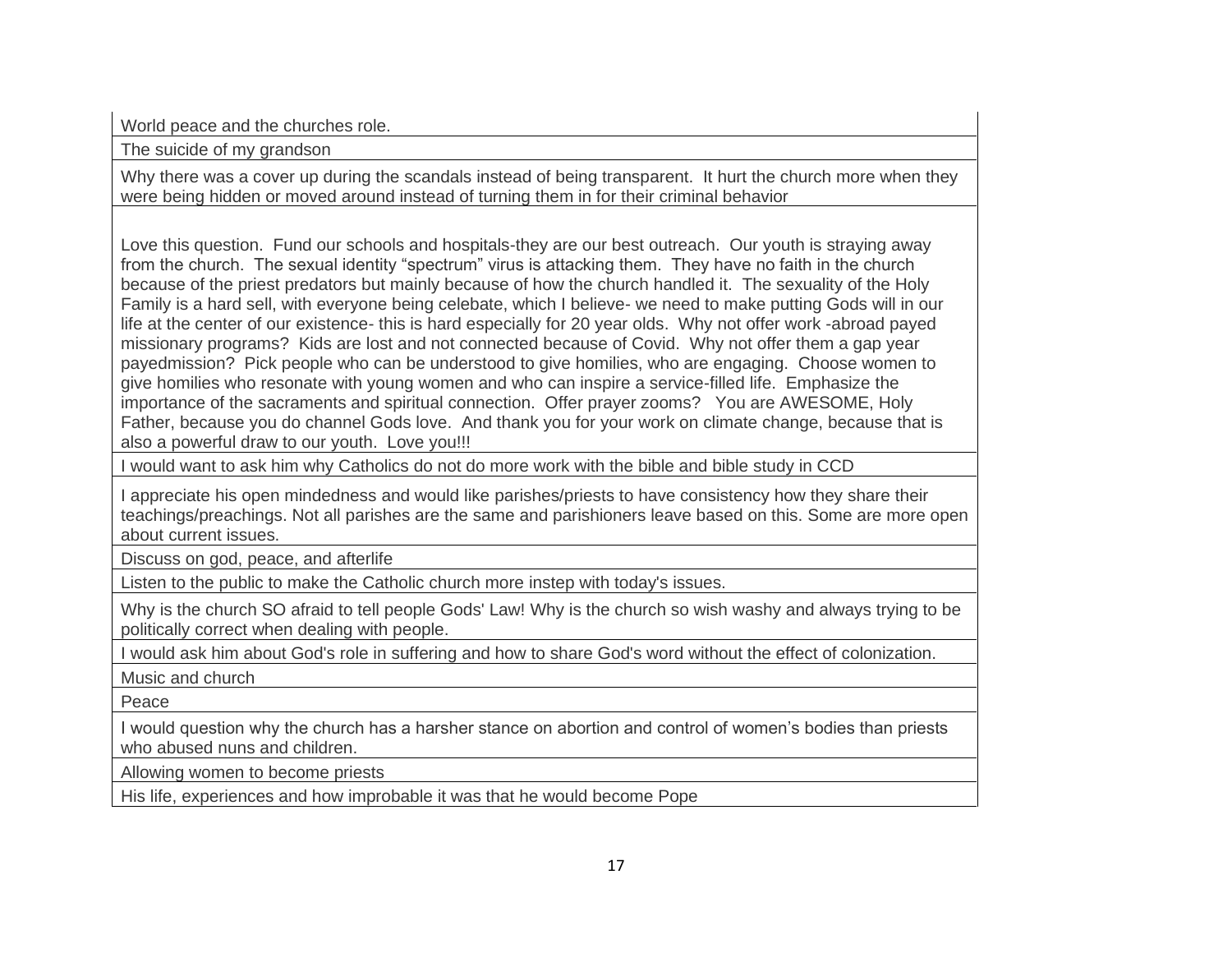| |
|---|
| World peace and the churches role. |
| The suicide of my grandson |
| Why there was a cover up during the scandals instead of being transparent. It hurt the church more when they were being hidden or moved around instead of turning them in for their criminal behavior |
| Love this question. Fund our schools and hospitals-they are our best outreach. Our youth is straying away from the church. The sexual identity "spectrum" virus is attacking them. They have no faith in the church because of the priest predators but mainly because of how the church handled it. The sexuality of the Holy Family is a hard sell, with everyone being celebate, which I believe- we need to make putting Gods will in our life at the center of our existence- this is hard especially for 20 year olds. Why not offer work -abroad payed missionary programs? Kids are lost and not connected because of Covid. Why not offer them a gap year payedmission? Pick people who can be understood to give homilies, who are engaging. Choose women to give homilies who resonate with young women and who can inspire a service-filled life. Emphasize the importance of the sacraments and spiritual connection. Offer prayer zooms? You are AWESOME, Holy Father, because you do channel Gods love. And thank you for your work on climate change, because that is also a powerful draw to our youth. Love you!!! |
| I would want to ask him why Catholics do not do more work with the bible and bible study in CCD |
| I appreciate his open mindedness and would like parishes/priests to have consistency how they share their teachings/preachings. Not all parishes are the same and parishioners leave based on this. Some are more open about current issues. |
| Discuss on god, peace, and afterlife |
| Listen to the public to make the Catholic church more instep with today's issues. |
| Why is the church SO afraid to tell people Gods' Law! Why is the church so wish washy and always trying to be politically correct when dealing with people. |
| I would ask him about God's role in suffering and how to share God's word without the effect of colonization. |
| Music and church |
| Peace |
| I would question why the church has a harsher stance on abortion and control of women's bodies than priests who abused nuns and children. |
| Allowing women to become priests |
| His life, experiences and how improbable it was that he would become Pope |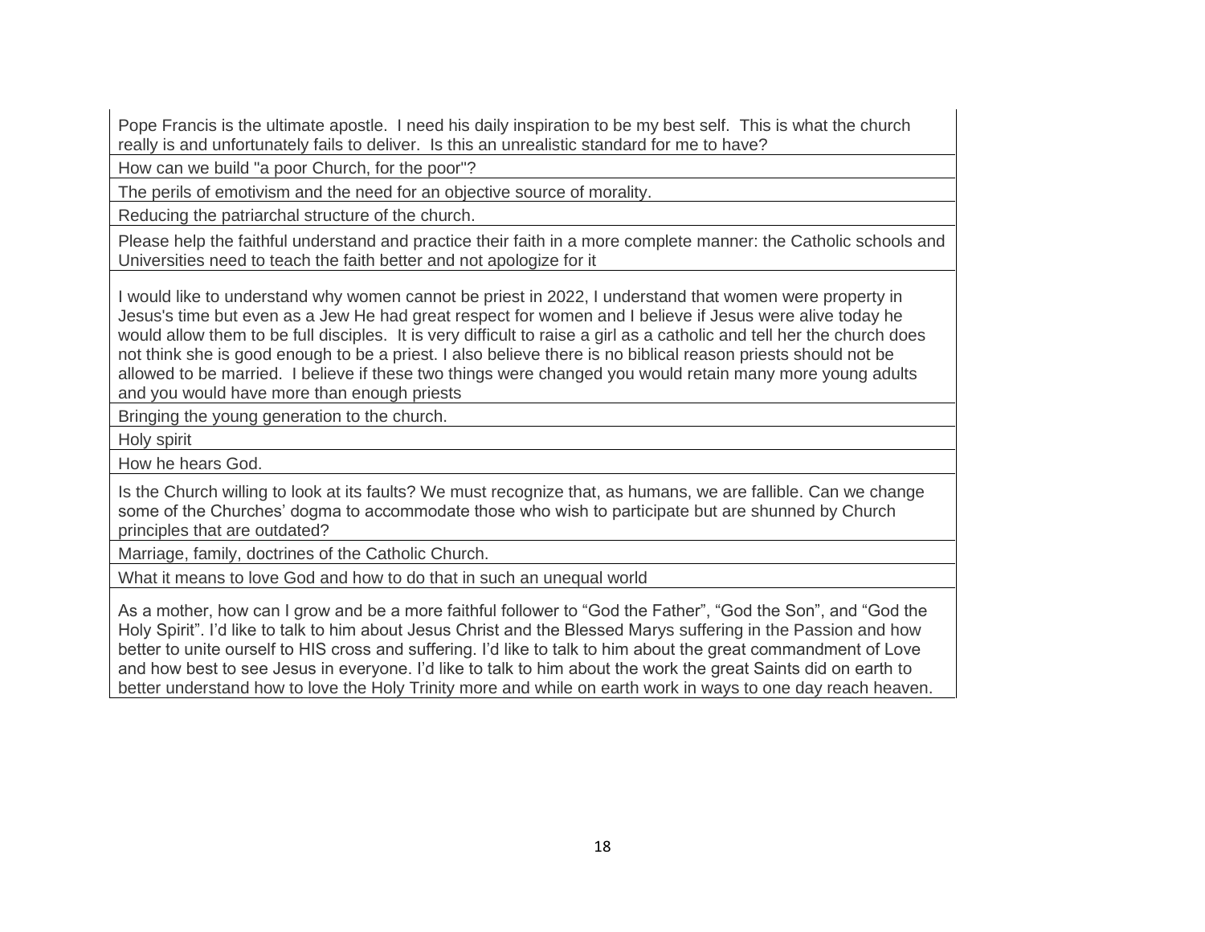| |
|---|
| Pope Francis is the ultimate apostle. I need his daily inspiration to be my best self. This is what the church really is and unfortunately fails to deliver. Is this an unrealistic standard for me to have? |
| How can we build "a poor Church, for the poor"? |
| The perils of emotivism and the need for an objective source of morality. |
| Reducing the patriarchal structure of the church. |
| Please help the faithful understand and practice their faith in a more complete manner: the Catholic schools and Universities need to teach the faith better and not apologize for it |
| I would like to understand why women cannot be priest in 2022, I understand that women were property in Jesus's time but even as a Jew He had great respect for women and I believe if Jesus were alive today he would allow them to be full disciples. It is very difficult to raise a girl as a catholic and tell her the church does not think she is good enough to be a priest. I also believe there is no biblical reason priests should not be allowed to be married. I believe if these two things were changed you would retain many more young adults and you would have more than enough priests |
| Bringing the young generation to the church. |
| Holy spirit |
| How he hears God. |
| Is the Church willing to look at its faults? We must recognize that, as humans, we are fallible. Can we change some of the Churches' dogma to accommodate those who wish to participate but are shunned by Church principles that are outdated? |
| Marriage, family, doctrines of the Catholic Church. |
| What it means to love God and how to do that in such an unequal world |
| As a mother, how can I grow and be a more faithful follower to "God the Father", "God the Son", and "God the Holy Spirit". I'd like to talk to him about Jesus Christ and the Blessed Marys suffering in the Passion and how better to unite ourself to HIS cross and suffering. I'd like to talk to him about the great commandment of Love and how best to see Jesus in everyone. I'd like to talk to him about the work the great Saints did on earth to better understand how to love the Holy Trinity more and while on earth work in ways to one day reach heaven. |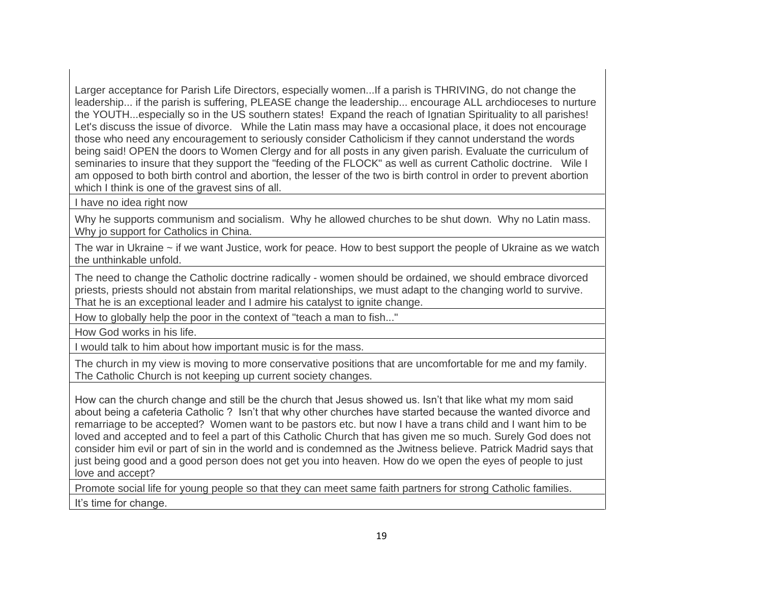| |
|---|
| Larger acceptance for Parish Life Directors, especially women...If a parish is THRIVING, do not change the leadership... if the parish is suffering, PLEASE change the leadership... encourage ALL archdioceses to nurture the YOUTH...especially so in the US southern states! Expand the reach of Ignatian Spirituality to all parishes! Let's discuss the issue of divorce. While the Latin mass may have a occasional place, it does not encourage those who need any encouragement to seriously consider Catholicism if they cannot understand the words being said! OPEN the doors to Women Clergy and for all posts in any given parish. Evaluate the curriculum of seminaries to insure that they support the "feeding of the FLOCK" as well as current Catholic doctrine. Wile I am opposed to both birth control and abortion, the lesser of the two is birth control in order to prevent abortion which I think is one of the gravest sins of all. |
| I have no idea right now |
| Why he supports communism and socialism. Why he allowed churches to be shut down. Why no Latin mass. Why jo support for Catholics in China. |
| The war in Ukraine ~ if we want Justice, work for peace. How to best support the people of Ukraine as we watch the unthinkable unfold. |
| The need to change the Catholic doctrine radically - women should be ordained, we should embrace divorced priests, priests should not abstain from marital relationships, we must adapt to the changing world to survive. That he is an exceptional leader and I admire his catalyst to ignite change. |
| How to globally help the poor in the context of "teach a man to fish..." |
| How God works in his life. |
| I would talk to him about how important music is for the mass. |
| The church in my view is moving to more conservative positions that are uncomfortable for me and my family. The Catholic Church is not keeping up current society changes. |
| How can the church change and still be the church that Jesus showed us. Isn't that like what my mom said about being a cafeteria Catholic ? Isn't that why other churches have started because the wanted divorce and remarriage to be accepted? Women want to be pastors etc. but now I have a trans child and I want him to be loved and accepted and to feel a part of this Catholic Church that has given me so much. Surely God does not consider him evil or part of sin in the world and is condemned as the Jwitness believe. Patrick Madrid says that just being good and a good person does not get you into heaven. How do we open the eyes of people to just love and accept? |
| Promote social life for young people so that they can meet same faith partners for strong Catholic families. |
| It's time for change. |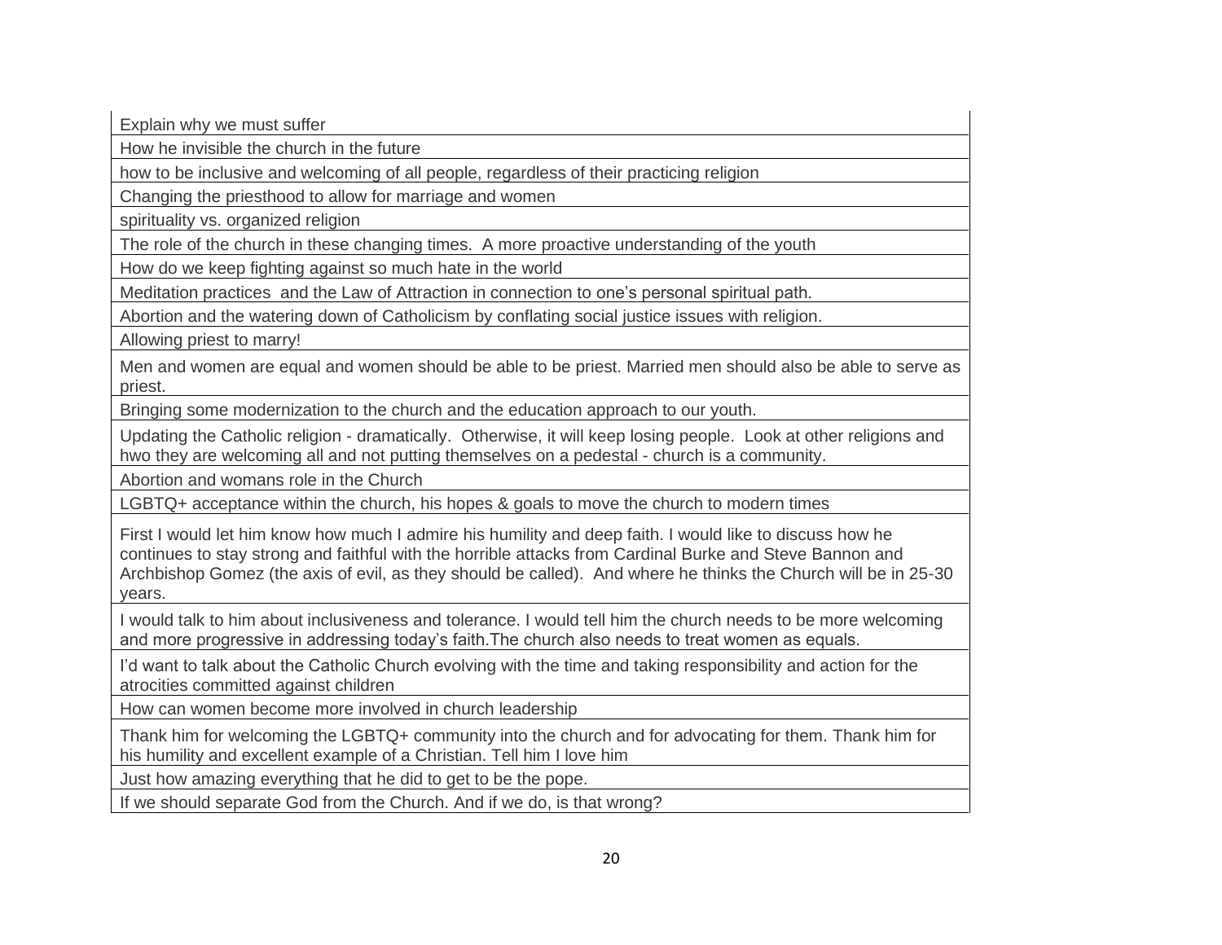| |
|---|
| Explain why we must suffer |
| How he invisible the church in the future |
| how to be inclusive and welcoming of all people, regardless of their practicing religion |
| Changing the priesthood to allow for marriage and women |
| spirituality vs. organized religion |
| The role of the church in these changing times. A more proactive understanding of the youth |
| How do we keep fighting against so much hate in the world |
| Meditation practices and the Law of Attraction in connection to one's personal spiritual path. |
| Abortion and the watering down of Catholicism by conflating social justice issues with religion. |
| Allowing priest to marry! |
| Men and women are equal and women should be able to be priest. Married men should also be able to serve as priest. |
| Bringing some modernization to the church and the education approach to our youth. |
| Updating the Catholic religion - dramatically. Otherwise, it will keep losing people. Look at other religions and hwo they are welcoming all and not putting themselves on a pedestal - church is a community. |
| Abortion and womans role in the Church |
| LGBTQ+ acceptance within the church, his hopes & goals to move the church to modern times |
| First I would let him know how much I admire his humility and deep faith. I would like to discuss how he continues to stay strong and faithful with the horrible attacks from Cardinal Burke and Steve Bannon and Archbishop Gomez (the axis of evil, as they should be called). And where he thinks the Church will be in 25-30 years. |
| I would talk to him about inclusiveness and tolerance. I would tell him the church needs to be more welcoming and more progressive in addressing today's faith.The church also needs to treat women as equals. |
| I'd want to talk about the Catholic Church evolving with the time and taking responsibility and action for the atrocities committed against children |
| How can women become more involved in church leadership |
| Thank him for welcoming the LGBTQ+ community into the church and for advocating for them. Thank him for his humility and excellent example of a Christian. Tell him I love him |
| Just how amazing everything that he did to get to be the pope. |
| If we should separate God from the Church. And if we do, is that wrong? |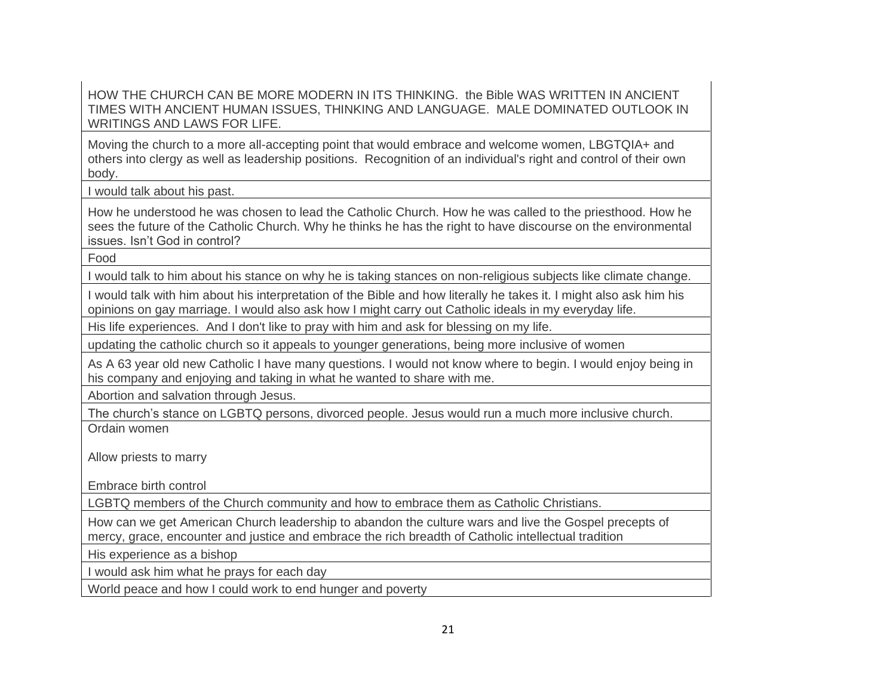| |
|---|
| HOW THE CHURCH CAN BE MORE MODERN IN ITS THINKING.  the Bible WAS WRITTEN IN ANCIENT TIMES WITH ANCIENT HUMAN ISSUES, THINKING AND LANGUAGE.  MALE DOMINATED OUTLOOK IN WRITINGS AND LAWS FOR LIFE. |
| Moving the church to a more all-accepting point that would embrace and welcome women, LBGTQIA+ and others into clergy as well as leadership positions.  Recognition of an individual's right and control of their own body. |
| I would talk about his past. |
| How he understood he was chosen to lead the Catholic Church. How he was called to the priesthood. How he sees the future of the Catholic Church. Why he thinks he has the right to have discourse on the environmental issues. Isn't God in control? |
| Food |
| I would talk to him about his stance on why he is taking stances on non-religious subjects like climate change. |
| I would talk with him about his interpretation of the Bible and how literally he takes it. I might also ask him his opinions on gay marriage. I would also ask how I might carry out Catholic ideals in my everyday life. |
| His life experiences.  And I don't like to pray with him and ask for blessing on my life. |
| updating the catholic church so it appeals to younger generations, being more inclusive of women |
| As A 63 year old new Catholic I have many questions. I would not know where to begin. I would enjoy being in his company and enjoying and taking in what he wanted to share with me. |
| Abortion and salvation through Jesus. |
| The church's stance on LGBTQ persons, divorced people. Jesus would run a much more inclusive church. |
| Ordain women<br><br>Allow priests to marry<br><br>Embrace birth control |
| LGBTQ members of the Church community and how to embrace them as Catholic Christians. |
| How can we get American Church leadership to abandon the culture wars and live the Gospel precepts of mercy, grace, encounter and justice and embrace the rich breadth of Catholic intellectual tradition |
| His experience as a bishop |
| I would ask him what he prays for each day |
| World peace and how I could work to end hunger and poverty |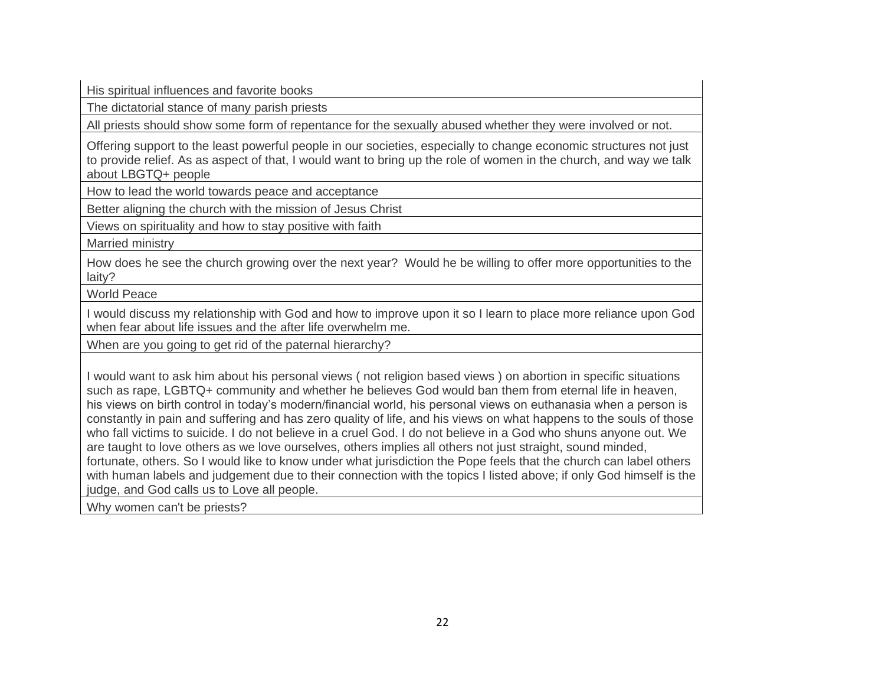| His spiritual influences and favorite books |
|---|
| The dictatorial stance of many parish priests |
| All priests should show some form of repentance for the sexually abused whether they were involved or not. |
| Offering support to the least powerful people in our societies, especially to change economic structures not just to provide relief. As as aspect of that, I would want to bring up the role of women in the church, and way we talk about LBGTQ+ people |
| How to lead the world towards peace and acceptance |
| Better aligning the church with the mission of Jesus Christ |
| Views on spirituality and how to stay positive with faith |
| Married ministry |
| How does he see the church growing over the next year? Would he be willing to offer more opportunities to the laity? |
| World Peace |
| I would discuss my relationship with God and how to improve upon it so I learn to place more reliance upon God when fear about life issues and the after life overwhelm me. |
| When are you going to get rid of the paternal hierarchy? |
| I would want to ask him about his personal views ( not religion based views ) on abortion in specific situations such as rape, LGBTQ+ community and whether he believes God would ban them from eternal life in heaven, his views on birth control in today's modern/financial world, his personal views on euthanasia when a person is constantly in pain and suffering and has zero quality of life, and his views on what happens to the souls of those who fall victims to suicide. I do not believe in a cruel God. I do not believe in a God who shuns anyone out. We are taught to love others as we love ourselves, others implies all others not just straight, sound minded, fortunate, others. So I would like to know under what jurisdiction the Pope feels that the church can label others with human labels and judgement due to their connection with the topics I listed above; if only God himself is the judge, and God calls us to Love all people. |
| Why women can't be priests? |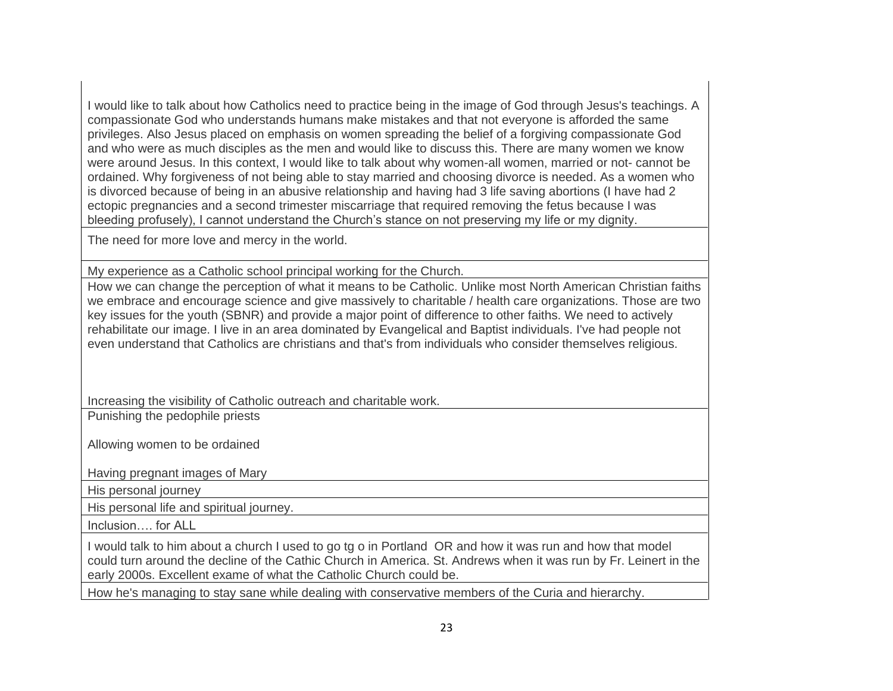| |
|---|
| I would like to talk about how Catholics need to practice being in the image of God through Jesus's teachings. A compassionate God who understands humans make mistakes and that not everyone is afforded the same privileges. Also Jesus placed on emphasis on women spreading the belief of a forgiving compassionate God and who were as much disciples as the men and would like to discuss this. There are many women we know were around Jesus. In this context, I would like to talk about why women-all women, married or not- cannot be ordained. Why forgiveness of not being able to stay married and choosing divorce is needed. As a women who is divorced because of being in an abusive relationship and having had 3 life saving abortions (I have had 2 ectopic pregnancies and a second trimester miscarriage that required removing the fetus because I was bleeding profusely), I cannot understand the Church's stance on not preserving my life or my dignity. |
| The need for more love and mercy in the world. |
| My experience as a Catholic school principal working for the Church. |
| How we can change the perception of what it means to be Catholic. Unlike most North American Christian faiths we embrace and encourage science and give massively to charitable / health care organizations. Those are two key issues for the youth (SBNR) and provide a major point of difference to other faiths. We need to actively rehabilitate our image. I live in an area dominated by Evangelical and Baptist individuals. I've had people not even understand that Catholics are christians and that's from individuals who consider themselves religious.<br><br>Increasing the visibility of Catholic outreach and charitable work. |
| Punishing the pedophile priests<br><br>Allowing women to be ordained<br><br>Having pregnant images of Mary |
| His personal journey |
| His personal life and spiritual journey. |
| Inclusion…. for ALL |
| I would talk to him about a church I used to go tg o in Portland OR and how it was run and how that model could turn around the decline of the Cathic Church in America. St. Andrews when it was run by Fr. Leinert in the early 2000s. Excellent exame of what the Catholic Church could be. |
| How he's managing to stay sane while dealing with conservative members of the Curia and hierarchy. |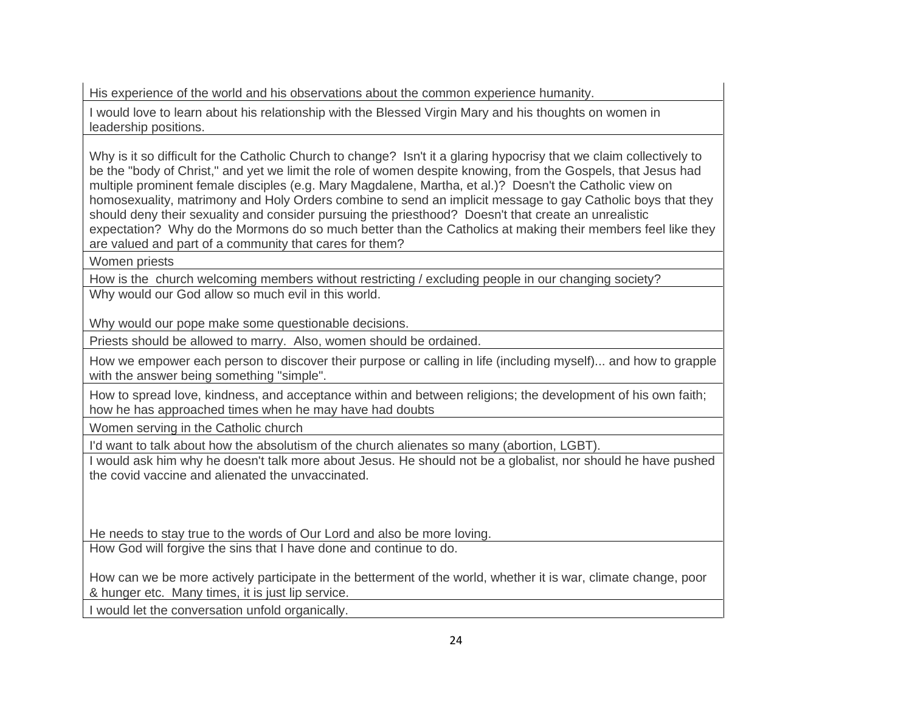| |
|---|
| His experience of the world and his observations about the common experience humanity. |
| I would love to learn about his relationship with the Blessed Virgin Mary and his thoughts on women in leadership positions. |
| Why is it so difficult for the Catholic Church to change? Isn't it a glaring hypocrisy that we claim collectively to be the "body of Christ," and yet we limit the role of women despite knowing, from the Gospels, that Jesus had multiple prominent female disciples (e.g. Mary Magdalene, Martha, et al.)? Doesn't the Catholic view on homosexuality, matrimony and Holy Orders combine to send an implicit message to gay Catholic boys that they should deny their sexuality and consider pursuing the priesthood? Doesn't that create an unrealistic expectation? Why do the Mormons do so much better than the Catholics at making their members feel like they are valued and part of a community that cares for them? |
| Women priests |
| How is the church welcoming members without restricting / excluding people in our changing society? |
| Why would our God allow so much evil in this world.<br><br>Why would our pope make some questionable decisions. |
| Priests should be allowed to marry. Also, women should be ordained. |
| How we empower each person to discover their purpose or calling in life (including myself)... and how to grapple with the answer being something "simple". |
| How to spread love, kindness, and acceptance within and between religions; the development of his own faith; how he has approached times when he may have had doubts |
| Women serving in the Catholic church |
| I'd want to talk about how the absolutism of the church alienates so many (abortion, LGBT). |
| I would ask him why he doesn't talk more about Jesus. He should not be a globalist, nor should he have pushed the covid vaccine and alienated the unvaccinated.<br><br>He needs to stay true to the words of Our Lord and also be more loving. |
| How God will forgive the sins that I have done and continue to do.<br><br>How can we be more actively participate in the betterment of the world, whether it is war, climate change, poor & hunger etc. Many times, it is just lip service. |
| I would let the conversation unfold organically. |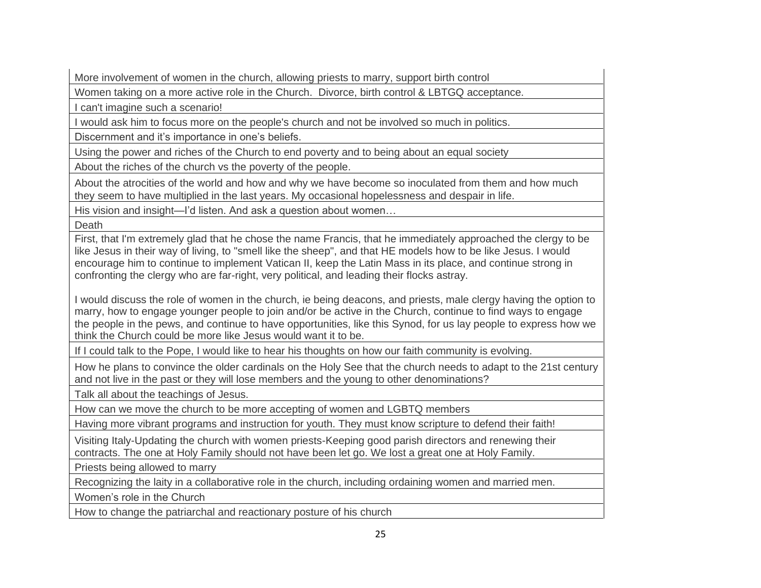| More involvement of women in the church, allowing priests to marry, support birth control |
|---|
| Women taking on a more active role in the Church.  Divorce, birth control & LBTGQ acceptance. |
| I can't imagine such a scenario! |
| I would ask him to focus more on the people's church and not be involved so much in politics. |
| Discernment and it's importance in one's beliefs. |
| Using the power and riches of the Church to end poverty and to being about an equal society |
| About the riches of the church vs the poverty of the people. |
| About the atrocities of the world and how and why we have become so inoculated from them and how much they seem to have multiplied in the last years. My occasional hopelessness and despair in life. |
| His vision and insight—I'd listen. And ask a question about women… |
| Death |
| First, that I'm extremely glad that he chose the name Francis, that he immediately approached the clergy to be like Jesus in their way of living, to "smell like the sheep", and that HE models how to be like Jesus. I would encourage him to continue to implement Vatican II, keep the Latin Mass in its place, and continue strong in confronting the clergy who are far-right, very political, and leading their flocks astray.<br><br>I would discuss the role of women in the church, ie being deacons, and priests, male clergy having the option to marry, how to engage younger people to join and/or be active in the Church, continue to find ways to engage the people in the pews, and continue to have opportunities, like this Synod, for us lay people to express how we think the Church could be more like Jesus would want it to be. |
| If I could talk to the Pope, I would like to hear his thoughts on how our faith community is evolving. |
| How he plans to convince the older cardinals on the Holy See that the church needs to adapt to the 21st century and not live in the past or they will lose members and the young to other denominations? |
| Talk all about the teachings of Jesus. |
| How can we move the church to be more accepting of women and LGBTQ members |
| Having more vibrant programs and instruction for youth. They must know scripture to defend their faith! |
| Visiting Italy-Updating the church with women priests-Keeping good parish directors and renewing their contracts. The one at Holy Family should not have been let go. We lost a great one at Holy Family. |
| Priests being allowed to marry |
| Recognizing the laity in a collaborative role in the church, including ordaining women and married men. |
| Women's role in the Church |
| How to change the patriarchal and reactionary posture of his church |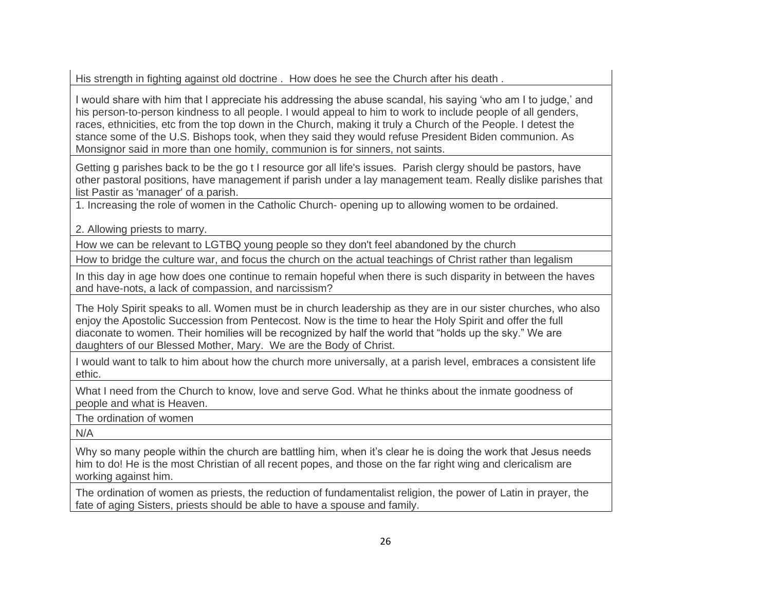| |
|---|
| His strength in fighting against old doctrine . How does he see the Church after his death . |
| I would share with him that I appreciate his addressing the abuse scandal, his saying 'who am I to judge,' and his person-to-person kindness to all people. I would appeal to him to work to include people of all genders, races, ethnicities, etc from the top down in the Church, making it truly a Church of the People. I detest the stance some of the U.S. Bishops took, when they said they would refuse President Biden communion. As Monsignor said in more than one homily, communion is for sinners, not saints. |
| Getting g parishes back to be the go t I resource gor all life's issues. Parish clergy should be pastors, have other pastoral positions, have management if parish under a lay management team. Really dislike parishes that list Pastir as 'manager' of a parish. |
| 1. Increasing the role of women in the Catholic Church- opening up to allowing women to be ordained.<br><br>2. Allowing priests to marry. |
| How we can be relevant to LGTBQ young people so they don't feel abandoned by the church |
| How to bridge the culture war, and focus the church on the actual teachings of Christ rather than legalism |
| In this day in age how does one continue to remain hopeful when there is such disparity in between the haves and have-nots, a lack of compassion, and narcissism? |
| The Holy Spirit speaks to all. Women must be in church leadership as they are in our sister churches, who also enjoy the Apostolic Succession from Pentecost. Now is the time to hear the Holy Spirit and offer the full diaconate to women. Their homilies will be recognized by half the world that "holds up the sky." We are daughters of our Blessed Mother, Mary. We are the Body of Christ. |
| I would want to talk to him about how the church more universally, at a parish level, embraces a consistent life ethic. |
| What I need from the Church to know, love and serve God. What he thinks about the inmate goodness of people and what is Heaven. |
| The ordination of women |
| N/A |
| Why so many people within the church are battling him, when it's clear he is doing the work that Jesus needs him to do! He is the most Christian of all recent popes, and those on the far right wing and clericalism are working against him. |
| The ordination of women as priests, the reduction of fundamentalist religion, the power of Latin in prayer, the fate of aging Sisters, priests should be able to have a spouse and family. |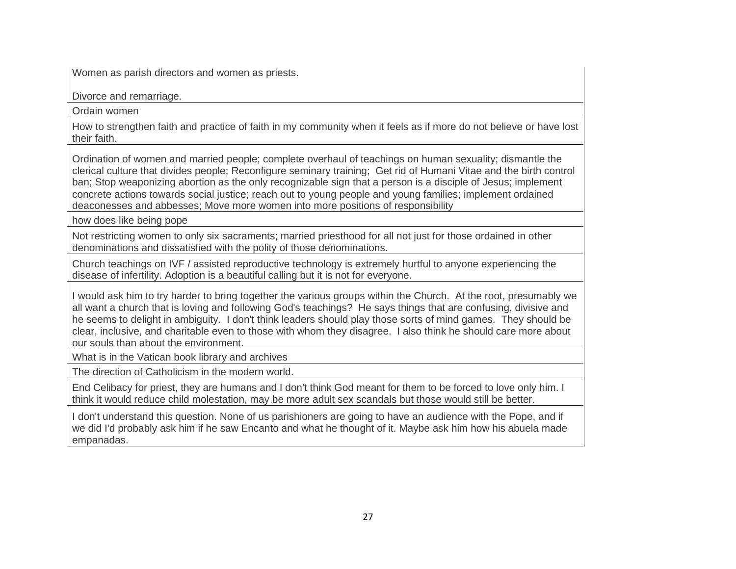| |
|---|
| Women as parish directors and women as priests.<br><br>Divorce and remarriage. |
| Ordain women |
| How to strengthen faith and practice of faith in my community when it feels as if more do not believe or have lost their faith. |
| Ordination of women and married people; complete overhaul of teachings on human sexuality; dismantle the clerical culture that divides people; Reconfigure seminary training; Get rid of Humani Vitae and the birth control ban; Stop weaponizing abortion as the only recognizable sign that a person is a disciple of Jesus; implement concrete actions towards social justice; reach out to young people and young families; implement ordained deaconesses and abbesses; Move more women into more positions of responsibility |
| how does like being pope |
| Not restricting women to only six sacraments; married priesthood for all not just for those ordained in other denominations and dissatisfied with the polity of those denominations. |
| Church teachings on IVF / assisted reproductive technology is extremely hurtful to anyone experiencing the disease of infertility. Adoption is a beautiful calling but it is not for everyone. |
| I would ask him to try harder to bring together the various groups within the Church. At the root, presumably we all want a church that is loving and following God's teachings? He says things that are confusing, divisive and he seems to delight in ambiguity. I don't think leaders should play those sorts of mind games. They should be clear, inclusive, and charitable even to those with whom they disagree. I also think he should care more about our souls than about the environment. |
| What is in the Vatican book library and archives |
| The direction of Catholicism in the modern world. |
| End Celibacy for priest, they are humans and I don't think God meant for them to be forced to love only him. I think it would reduce child molestation, may be more adult sex scandals but those would still be better. |
| I don't understand this question. None of us parishioners are going to have an audience with the Pope, and if we did I'd probably ask him if he saw Encanto and what he thought of it. Maybe ask him how his abuela made empanadas. |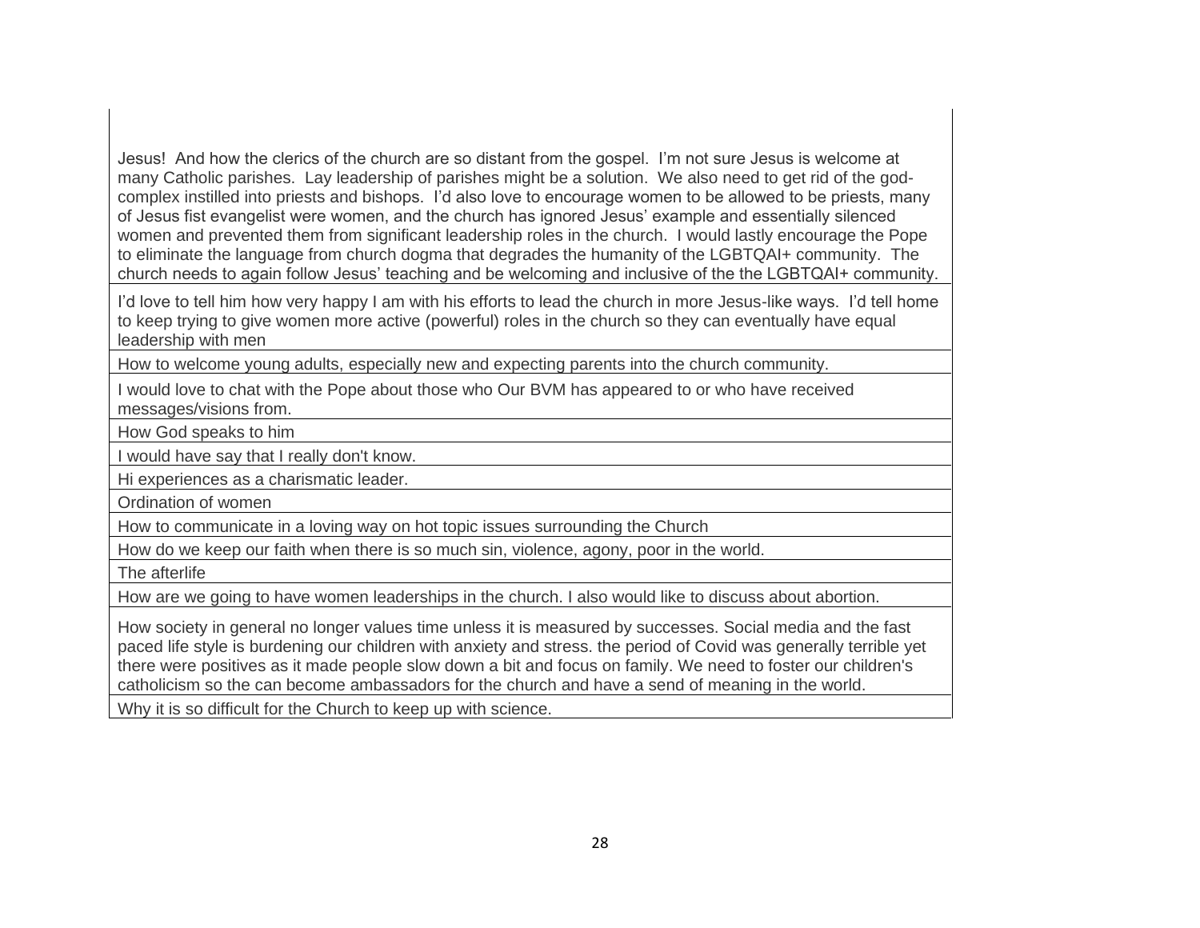| |
|---|
| Jesus! And how the clerics of the church are so distant from the gospel. I'm not sure Jesus is welcome at many Catholic parishes. Lay leadership of parishes might be a solution. We also need to get rid of the god-complex instilled into priests and bishops. I'd also love to encourage women to be allowed to be priests, many of Jesus fist evangelist were women, and the church has ignored Jesus' example and essentially silenced women and prevented them from significant leadership roles in the church. I would lastly encourage the Pope to eliminate the language from church dogma that degrades the humanity of the LGBTQAI+ community. The church needs to again follow Jesus' teaching and be welcoming and inclusive of the the LGBTQAI+ community. |
| I'd love to tell him how very happy I am with his efforts to lead the church in more Jesus-like ways. I'd tell home to keep trying to give women more active (powerful) roles in the church so they can eventually have equal leadership with men |
| How to welcome young adults, especially new and expecting parents into the church community. |
| I would love to chat with the Pope about those who Our BVM has appeared to or who have received messages/visions from. |
| How God speaks to him |
| I would have say that I really don't know. |
| Hi experiences as a charismatic leader. |
| Ordination of women |
| How to communicate in a loving way on hot topic issues surrounding the Church |
| How do we keep our faith when there is so much sin, violence, agony, poor in the world. |
| The afterlife |
| How are we going to have women leaderships in the church. I also would like to discuss about abortion. |
| How society in general no longer values time unless it is measured by successes. Social media and the fast paced life style is burdening our children with anxiety and stress. the period of Covid was generally terrible yet there were positives as it made people slow down a bit and focus on family. We need to foster our children's catholicism so the can become ambassadors for the church and have a send of meaning in the world. |
| Why it is so difficult for the Church to keep up with science. |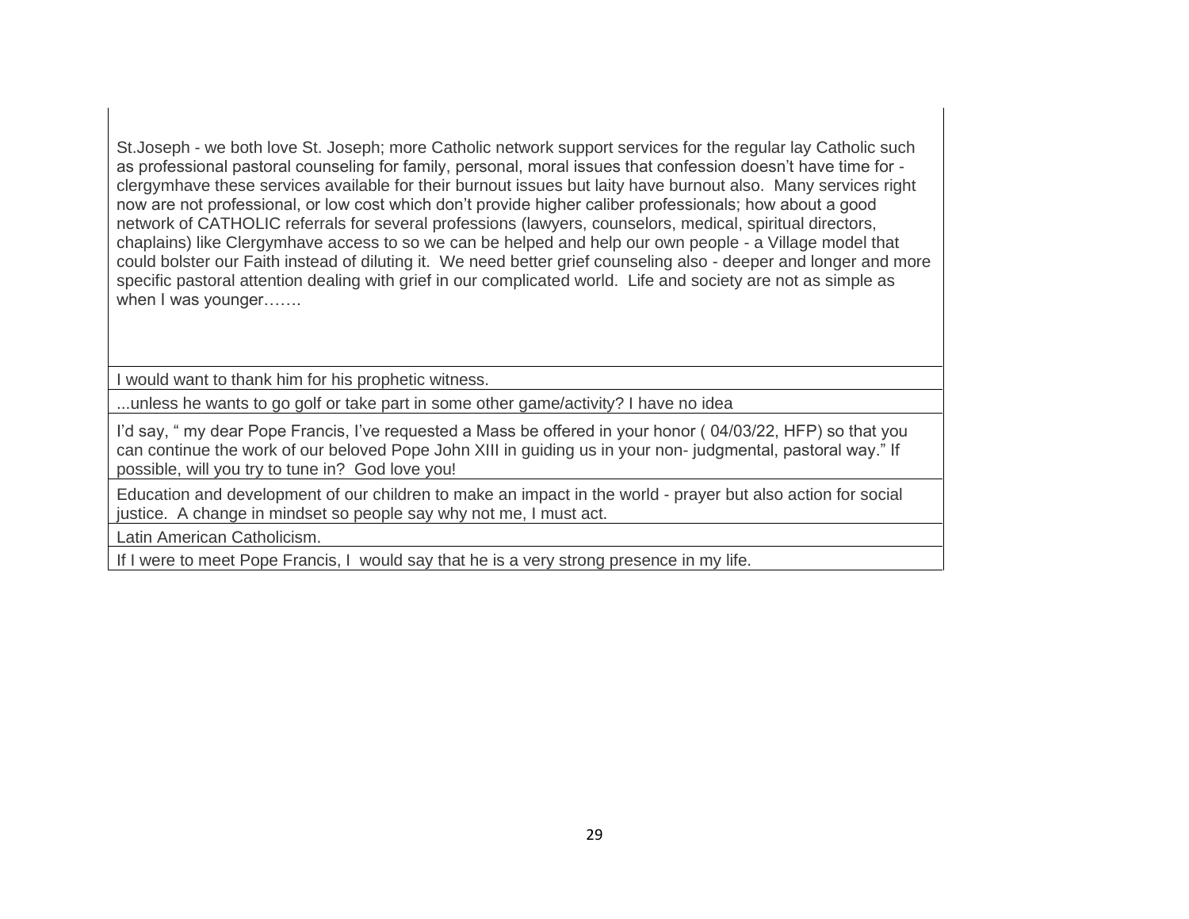| |
|---|
| St.Joseph - we both love St. Joseph; more Catholic network support services for the regular lay Catholic such as professional pastoral counseling for family, personal, moral issues that confession doesn't have time for - clergymhave these services available for their burnout issues but laity have burnout also. Many services right now are not professional, or low cost which don't provide higher caliber professionals; how about a good network of CATHOLIC referrals for several professions (lawyers, counselors, medical, spiritual directors, chaplains) like Clergymhave access to so we can be helped and help our own people - a Village model that could bolster our Faith instead of diluting it. We need better grief counseling also - deeper and longer and more specific pastoral attention dealing with grief in our complicated world. Life and society are not as simple as when I was younger……. |
| I would want to thank him for his prophetic witness. |
| ...unless he wants to go golf or take part in some other game/activity? I have no idea |
| I'd say, " my dear Pope Francis, I've requested a Mass be offered in your honor ( 04/03/22, HFP) so that you can continue the work of our beloved Pope John XIII in guiding us in your non- judgmental, pastoral way." If possible, will you try to tune in? God love you! |
| Education and development of our children to make an impact in the world - prayer but also action for social justice. A change in mindset so people say why not me, I must act. |
| Latin American Catholicism. |
| If I were to meet Pope Francis, I would say that he is a very strong presence in my life. |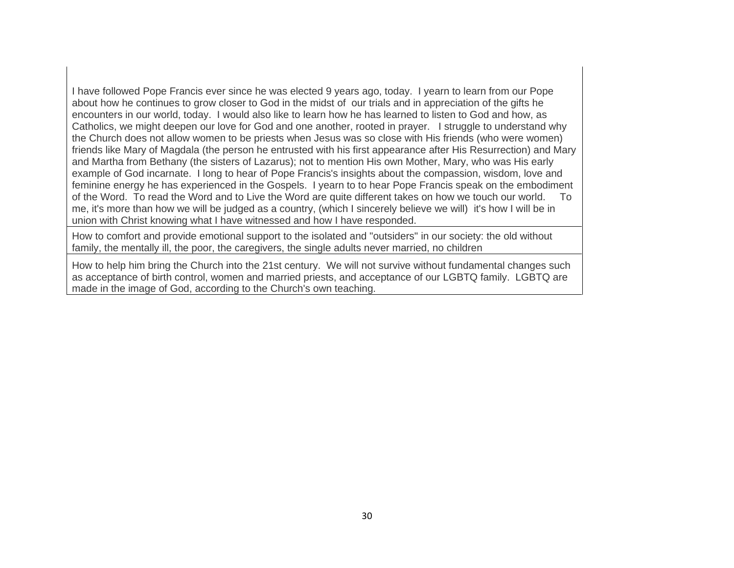| |
|---|
| I have followed Pope Francis ever since he was elected 9 years ago, today. I yearn to learn from our Pope about how he continues to grow closer to God in the midst of our trials and in appreciation of the gifts he encounters in our world, today. I would also like to learn how he has learned to listen to God and how, as Catholics, we might deepen our love for God and one another, rooted in prayer. I struggle to understand why the Church does not allow women to be priests when Jesus was so close with His friends (who were women) friends like Mary of Magdala (the person he entrusted with his first appearance after His Resurrection) and Mary and Martha from Bethany (the sisters of Lazarus); not to mention His own Mother, Mary, who was His early example of God incarnate. I long to hear of Pope Francis's insights about the compassion, wisdom, love and feminine energy he has experienced in the Gospels. I yearn to to hear Pope Francis speak on the embodiment of the Word. To read the Word and to Live the Word are quite different takes on how we touch our world. To me, it's more than how we will be judged as a country, (which I sincerely believe we will) it's how I will be in union with Christ knowing what I have witnessed and how I have responded. |
| How to comfort and provide emotional support to the isolated and "outsiders" in our society: the old without family, the mentally ill, the poor, the caregivers, the single adults never married, no children |
| How to help him bring the Church into the 21st century. We will not survive without fundamental changes such as acceptance of birth control, women and married priests, and acceptance of our LGBTQ family. LGBTQ are made in the image of God, according to the Church's own teaching. |